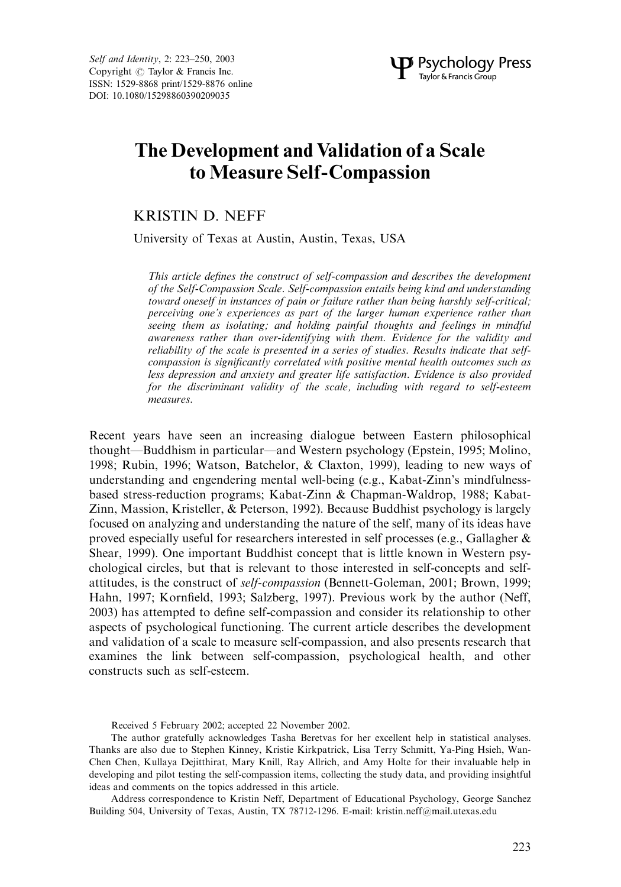# The Development and Validation of a Scale to Measure Self-Compassion

KRISTIN D. NEFF

University of Texas at Austin, Austin, Texas, USA

*This article defines the construct of self-compassion and describes the development of the Self-Compassion Scale. Self-compassion entails being kind and understanding toward oneself in instances of pain or failure rather than being harshly self-critical; perceiving one's experiences as part of the larger human experience rather than seeing them as isolating; and holding painful thoughts and feelings in mindful awareness rather than over-identifying with them. Evidence for the validity and reliability of the scale is presented in a series of studies. Results indicate that self-compassion is significantly correlated with positive mental health outcomes such as less depression and anxiety and greater life satisfaction. Evidence is also provided for the discriminant validity of the scale, including with regard to self-esteem measures.*

Recent years have seen an increasing dialogue between Eastern philosophical thought—Buddhism in particular—and Western psychology (Epstein, 1995; Molino, 1998; Rubin, 1996; Watson, Batchelor, & Claxton, 1999), leading to new ways of understanding and engendering mental well-being (e.g., Kabat-Zinn's mindfulness-based stress-reduction programs; Kabat-Zinn & Chapman-Waldrop, 1988; Kabat-Zinn, Massion, Kristeller, & Peterson, 1992). Because Buddhist psychology is largely focused on analyzing and understanding the nature of the self, many of its ideas have proved especially useful for researchers interested in self processes (e.g., Gallagher & Shear, 1999). One important Buddhist concept that is little known in Western psychological circles, but that is relevant to those interested in self-concepts and self-attitudes, is the construct of *self-compassion* (Bennett-Goleman, 2001; Brown, 1999; Hahn, 1997; Kornfield, 1993; Salzberg, 1997). Previous work by the author (Neff, 2003) has attempted to define self-compassion and consider its relationship to other aspects of psychological functioning. The current article describes the development and validation of a scale to measure self-compassion, and also presents research that examines the link between self-compassion, psychological health, and other constructs such as self-esteem.

Received 5 February 2002; accepted 22 November 2002.

The author gratefully acknowledges Tasha Beretvas for her excellent help in statistical analyses. Thanks are also due to Stephen Kinney, Kristie Kirkpatrick, Lisa Terry Schmitt, Ya-Ping Hsieh, Wan-Chen Chen, Kullaya Dejitthirat, Mary Knill, Ray Allrich, and Amy Holte for their invaluable help in developing and pilot testing the self-compassion items, collecting the study data, and providing insightful ideas and comments on the topics addressed in this article.

Address correspondence to Kristin Neff, Department of Educational Psychology, George Sanchez Building 504, University of Texas, Austin, TX 78712-1296. E-mail: kristin.neff@mail.utexas.edu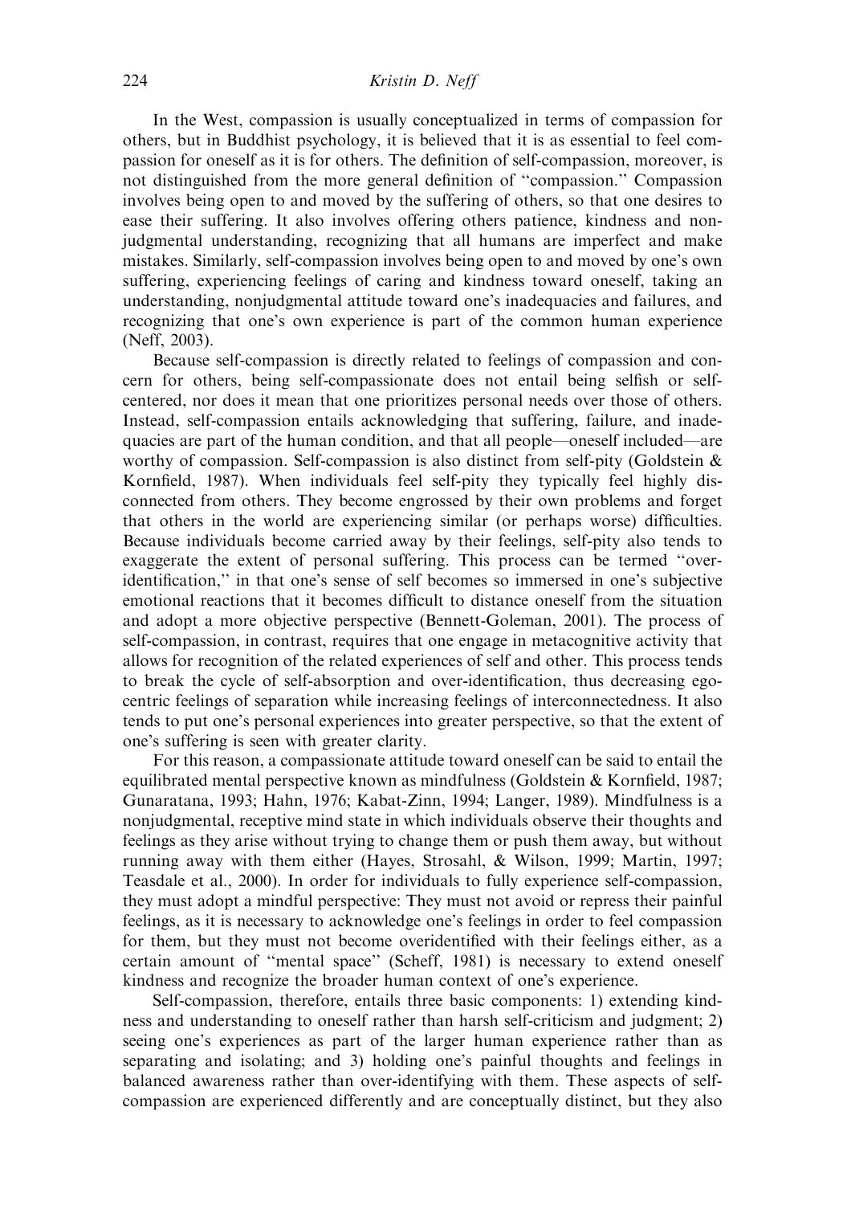In the West, compassion is usually conceptualized in terms of compassion for others, but in Buddhist psychology, it is believed that it is as essential to feel compassion for oneself as it is for others. The definition of self-compassion, moreover, is not distinguished from the more general definition of "compassion." Compassion involves being open to and moved by the suffering of others, so that one desires to ease their suffering. It also involves offering others patience, kindness and nonjudgmental understanding, recognizing that all humans are imperfect and make mistakes. Similarly, self-compassion involves being open to and moved by one's own suffering, experiencing feelings of caring and kindness toward oneself, taking an understanding, nonjudgmental attitude toward one's inadequacies and failures, and recognizing that one's own experience is part of the common human experience (Neff, 2003).

Because self-compassion is directly related to feelings of compassion and concern for others, being self-compassionate does not entail being selfish or self-centered, nor does it mean that one prioritizes personal needs over those of others. Instead, self-compassion entails acknowledging that suffering, failure, and inadequacies are part of the human condition, and that all people—oneself included—are worthy of compassion. Self-compassion is also distinct from self-pity (Goldstein & Kornfield, 1987). When individuals feel self-pity they typically feel highly disconnected from others. They become engrossed by their own problems and forget that others in the world are experiencing similar (or perhaps worse) difficulties. Because individuals become carried away by their feelings, self-pity also tends to exaggerate the extent of personal suffering. This process can be termed "over-identification," in that one's sense of self becomes so immersed in one's subjective emotional reactions that it becomes difficult to distance oneself from the situation and adopt a more objective perspective (Bennett-Goleman, 2001). The process of self-compassion, in contrast, requires that one engage in metacognitive activity that allows for recognition of the related experiences of self and other. This process tends to break the cycle of self-absorption and over-identification, thus decreasing egocentric feelings of separation while increasing feelings of interconnectedness. It also tends to put one's personal experiences into greater perspective, so that the extent of one's suffering is seen with greater clarity.

For this reason, a compassionate attitude toward oneself can be said to entail the equilibrated mental perspective known as mindfulness (Goldstein & Kornfield, 1987; Gunaratana, 1993; Hahn, 1976; Kabat-Zinn, 1994; Langer, 1989). Mindfulness is a nonjudgmental, receptive mind state in which individuals observe their thoughts and feelings as they arise without trying to change them or push them away, but without running away with them either (Hayes, Strosahl, & Wilson, 1999; Martin, 1997; Teasdale et al., 2000). In order for individuals to fully experience self-compassion, they must adopt a mindful perspective: They must not avoid or repress their painful feelings, as it is necessary to acknowledge one's feelings in order to feel compassion for them, but they must not become overidentified with their feelings either, as a certain amount of "mental space" (Scheff, 1981) is necessary to extend oneself kindness and recognize the broader human context of one's experience.

Self-compassion, therefore, entails three basic components: 1) extending kindness and understanding to oneself rather than harsh self-criticism and judgment; 2) seeing one's experiences as part of the larger human experience rather than as separating and isolating; and 3) holding one's painful thoughts and feelings in balanced awareness rather than over-identifying with them. These aspects of self-compassion are experienced differently and are conceptually distinct, but they also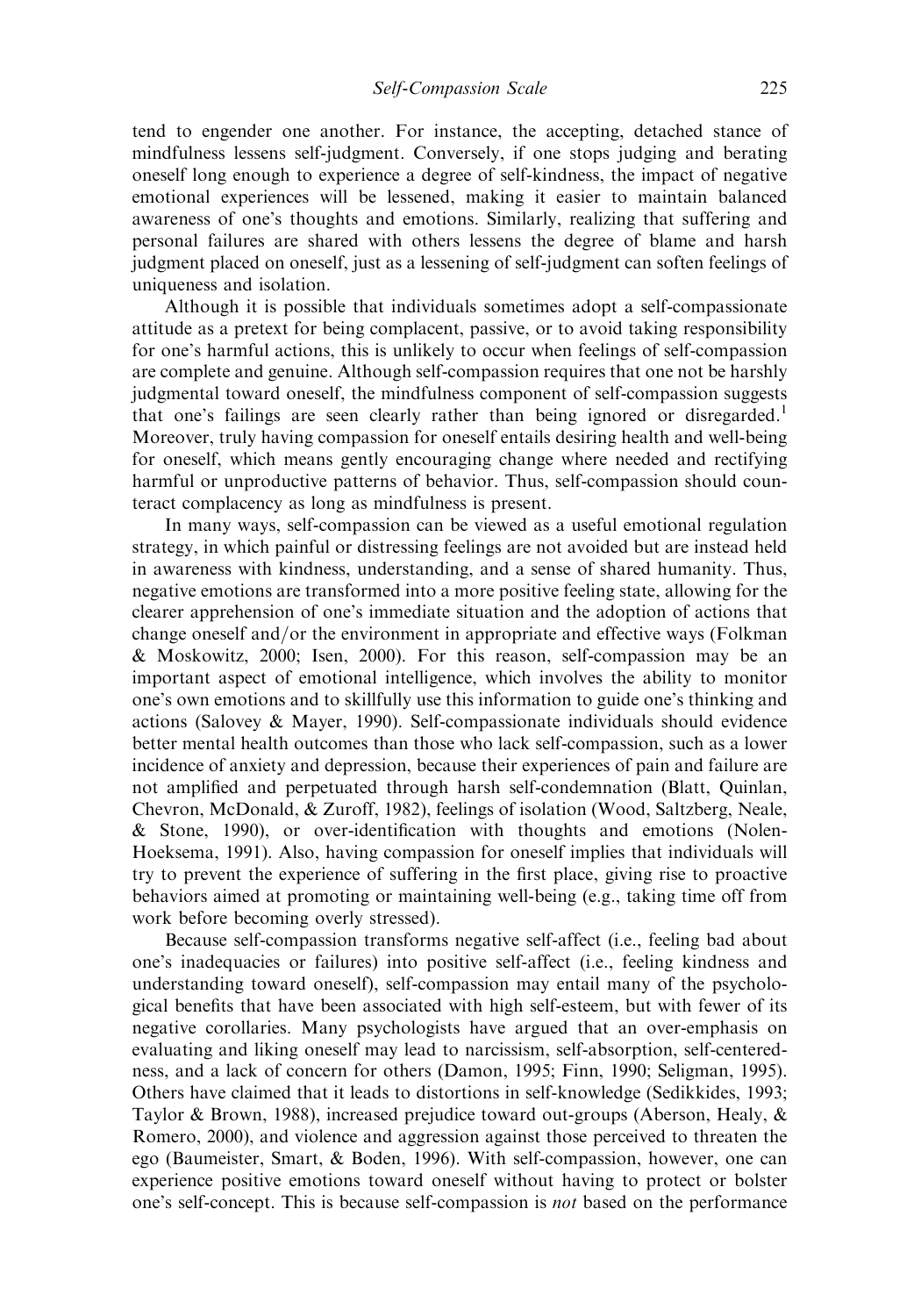tend to engender one another. For instance, the accepting, detached stance of mindfulness lessens self-judgment. Conversely, if one stops judging and berating oneself long enough to experience a degree of self-kindness, the impact of negative emotional experiences will be lessened, making it easier to maintain balanced awareness of one's thoughts and emotions. Similarly, realizing that suffering and personal failures are shared with others lessens the degree of blame and harsh judgment placed on oneself, just as a lessening of self-judgment can soften feelings of uniqueness and isolation.

Although it is possible that individuals sometimes adopt a self-compassionate attitude as a pretext for being complacent, passive, or to avoid taking responsibility for one's harmful actions, this is unlikely to occur when feelings of self-compassion are complete and genuine. Although self-compassion requires that one not be harshly judgmental toward oneself, the mindfulness component of self-compassion suggests that one's failings are seen clearly rather than being ignored or disregarded.[1] Moreover, truly having compassion for oneself entails desiring health and well-being for oneself, which means gently encouraging change where needed and rectifying harmful or unproductive patterns of behavior. Thus, self-compassion should counteract complacency as long as mindfulness is present.

In many ways, self-compassion can be viewed as a useful emotional regulation strategy, in which painful or distressing feelings are not avoided but are instead held in awareness with kindness, understanding, and a sense of shared humanity. Thus, negative emotions are transformed into a more positive feeling state, allowing for the clearer apprehension of one's immediate situation and the adoption of actions that change oneself and/or the environment in appropriate and effective ways (Folkman & Moskowitz, 2000; Isen, 2000). For this reason, self-compassion may be an important aspect of emotional intelligence, which involves the ability to monitor one's own emotions and to skillfully use this information to guide one's thinking and actions (Salovey & Mayer, 1990). Self-compassionate individuals should evidence better mental health outcomes than those who lack self-compassion, such as a lower incidence of anxiety and depression, because their experiences of pain and failure are not amplified and perpetuated through harsh self-condemnation (Blatt, Quinlan, Chevron, McDonald, & Zuroff, 1982), feelings of isolation (Wood, Saltzberg, Neale, & Stone, 1990), or over-identification with thoughts and emotions (Nolen-Hoeksema, 1991). Also, having compassion for oneself implies that individuals will try to prevent the experience of suffering in the first place, giving rise to proactive behaviors aimed at promoting or maintaining well-being (e.g., taking time off from work before becoming overly stressed).

Because self-compassion transforms negative self-affect (i.e., feeling bad about one's inadequacies or failures) into positive self-affect (i.e., feeling kindness and understanding toward oneself), self-compassion may entail many of the psychological benefits that have been associated with high self-esteem, but with fewer of its negative corollaries. Many psychologists have argued that an over-emphasis on evaluating and liking oneself may lead to narcissism, self-absorption, self-centeredness, and a lack of concern for others (Damon, 1995; Finn, 1990; Seligman, 1995). Others have claimed that it leads to distortions in self-knowledge (Sedikkides, 1993; Taylor & Brown, 1988), increased prejudice toward out-groups (Aberson, Healy, & Romero, 2000), and violence and aggression against those perceived to threaten the ego (Baumeister, Smart, & Boden, 1996). With self-compassion, however, one can experience positive emotions toward oneself without having to protect or bolster one's self-concept. This is because self-compassion is *not* based on the performance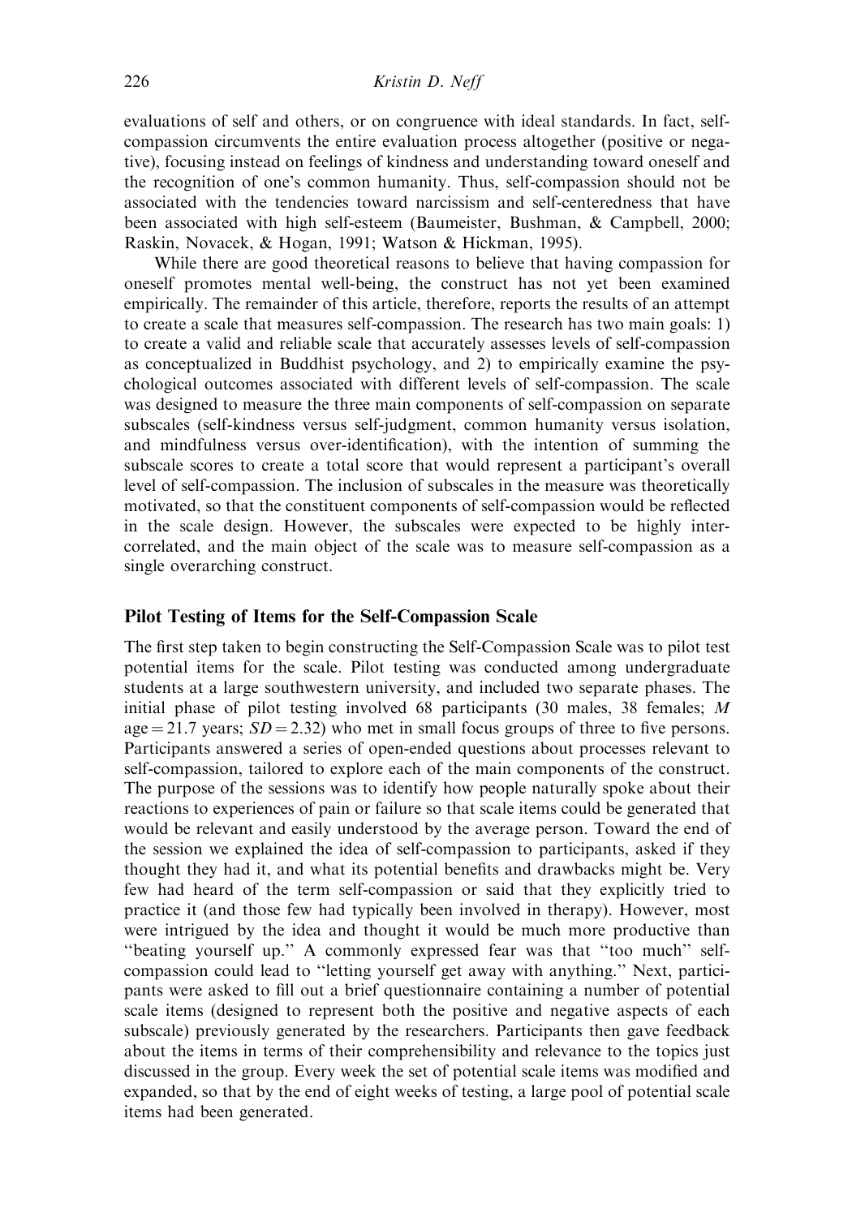evaluations of self and others, or on congruence with ideal standards. In fact, self-compassion circumvents the entire evaluation process altogether (positive or negative), focusing instead on feelings of kindness and understanding toward oneself and the recognition of one's common humanity. Thus, self-compassion should not be associated with the tendencies toward narcissism and self-centeredness that have been associated with high self-esteem (Baumeister, Bushman, & Campbell, 2000; Raskin, Novacek, & Hogan, 1991; Watson & Hickman, 1995).

While there are good theoretical reasons to believe that having compassion for oneself promotes mental well-being, the construct has not yet been examined empirically. The remainder of this article, therefore, reports the results of an attempt to create a scale that measures self-compassion. The research has two main goals: 1) to create a valid and reliable scale that accurately assesses levels of self-compassion as conceptualized in Buddhist psychology, and 2) to empirically examine the psychological outcomes associated with different levels of self-compassion. The scale was designed to measure the three main components of self-compassion on separate subscales (self-kindness versus self-judgment, common humanity versus isolation, and mindfulness versus over-identification), with the intention of summing the subscale scores to create a total score that would represent a participant's overall level of self-compassion. The inclusion of subscales in the measure was theoretically motivated, so that the constituent components of self-compassion would be reflected in the scale design. However, the subscales were expected to be highly intercorrelated, and the main object of the scale was to measure self-compassion as a single overarching construct.

## Pilot Testing of Items for the Self-Compassion Scale

The first step taken to begin constructing the Self-Compassion Scale was to pilot test potential items for the scale. Pilot testing was conducted among undergraduate students at a large southwestern university, and included two separate phases. The initial phase of pilot testing involved 68 participants (30 males, 38 females; $M$ age $= 21.7$ years; $SD = 2.32$) who met in small focus groups of three to five persons. Participants answered a series of open-ended questions about processes relevant to self-compassion, tailored to explore each of the main components of the construct. The purpose of the sessions was to identify how people naturally spoke about their reactions to experiences of pain or failure so that scale items could be generated that would be relevant and easily understood by the average person. Toward the end of the session we explained the idea of self-compassion to participants, asked if they thought they had it, and what its potential benefits and drawbacks might be. Very few had heard of the term self-compassion or said that they explicitly tried to practice it (and those few had typically been involved in therapy). However, most were intrigued by the idea and thought it would be much more productive than "beating yourself up." A commonly expressed fear was that "too much" self-compassion could lead to "letting yourself get away with anything." Next, participants were asked to fill out a brief questionnaire containing a number of potential scale items (designed to represent both the positive and negative aspects of each subscale) previously generated by the researchers. Participants then gave feedback about the items in terms of their comprehensibility and relevance to the topics just discussed in the group. Every week the set of potential scale items was modified and expanded, so that by the end of eight weeks of testing, a large pool of potential scale items had been generated.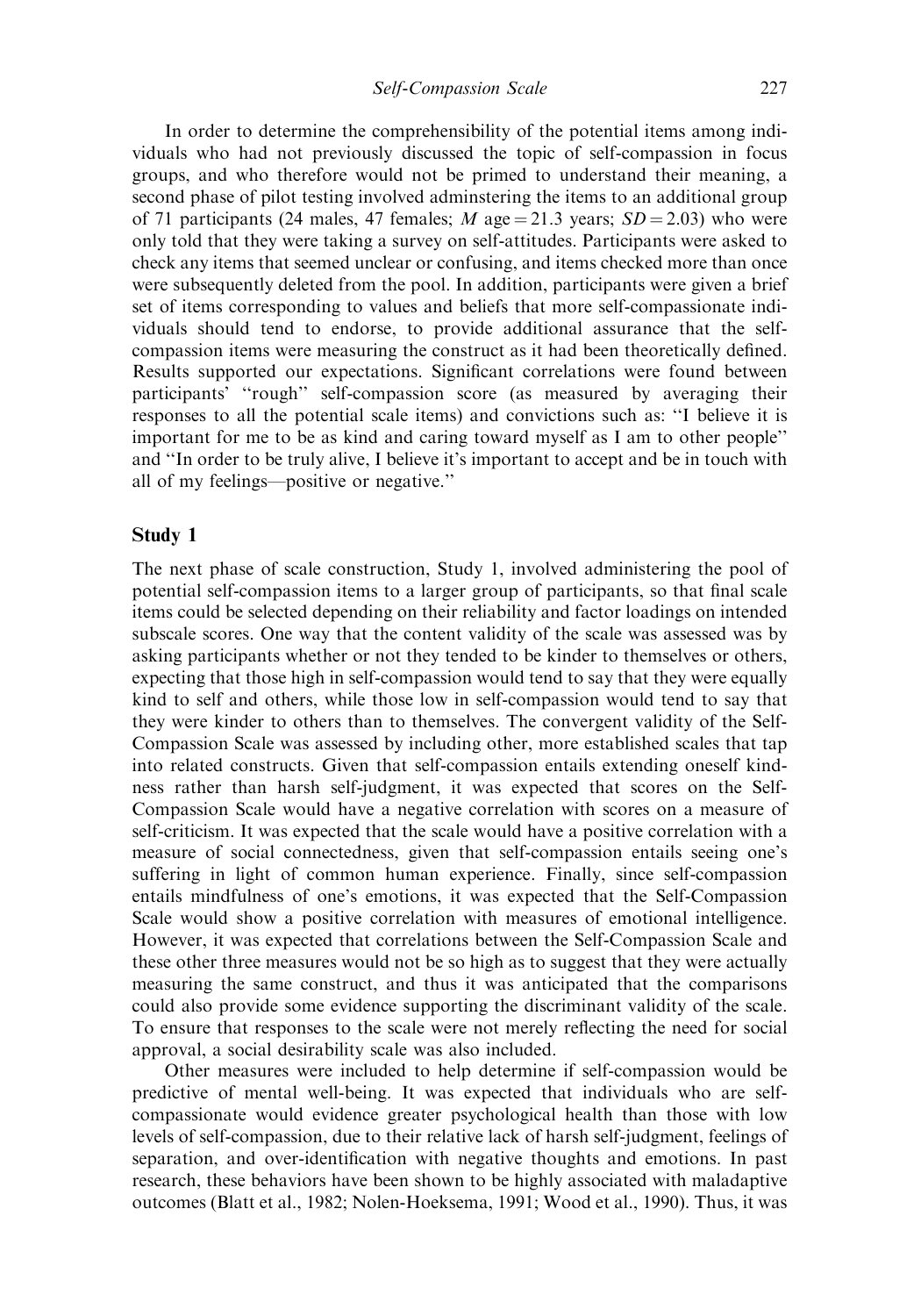In order to determine the comprehensibility of the potential items among individuals who had not previously discussed the topic of self-compassion in focus groups, and who therefore would not be primed to understand their meaning, a second phase of pilot testing involved adminstering the items to an additional group of 71 participants (24 males, 47 females; $M$ age = 21.3 years; $SD = 2.03$) who were only told that they were taking a survey on self-attitudes. Participants were asked to check any items that seemed unclear or confusing, and items checked more than once were subsequently deleted from the pool. In addition, participants were given a brief set of items corresponding to values and beliefs that more self-compassionate individuals should tend to endorse, to provide additional assurance that the self-compassion items were measuring the construct as it had been theoretically defined. Results supported our expectations. Significant correlations were found between participants' "rough" self-compassion score (as measured by averaging their responses to all the potential scale items) and convictions such as: "I believe it is important for me to be as kind and caring toward myself as I am to other people" and "In order to be truly alive, I believe it's important to accept and be in touch with all of my feelings—positive or negative."

## Study 1

The next phase of scale construction, Study 1, involved administering the pool of potential self-compassion items to a larger group of participants, so that final scale items could be selected depending on their reliability and factor loadings on intended subscale scores. One way that the content validity of the scale was assessed was by asking participants whether or not they tended to be kinder to themselves or others, expecting that those high in self-compassion would tend to say that they were equally kind to self and others, while those low in self-compassion would tend to say that they were kinder to others than to themselves. The convergent validity of the Self-Compassion Scale was assessed by including other, more established scales that tap into related constructs. Given that self-compassion entails extending oneself kindness rather than harsh self-judgment, it was expected that scores on the Self-Compassion Scale would have a negative correlation with scores on a measure of self-criticism. It was expected that the scale would have a positive correlation with a measure of social connectedness, given that self-compassion entails seeing one's suffering in light of common human experience. Finally, since self-compassion entails mindfulness of one's emotions, it was expected that the Self-Compassion Scale would show a positive correlation with measures of emotional intelligence. However, it was expected that correlations between the Self-Compassion Scale and these other three measures would not be so high as to suggest that they were actually measuring the same construct, and thus it was anticipated that the comparisons could also provide some evidence supporting the discriminant validity of the scale. To ensure that responses to the scale were not merely reflecting the need for social approval, a social desirability scale was also included.

Other measures were included to help determine if self-compassion would be predictive of mental well-being. It was expected that individuals who are self-compassionate would evidence greater psychological health than those with low levels of self-compassion, due to their relative lack of harsh self-judgment, feelings of separation, and over-identification with negative thoughts and emotions. In past research, these behaviors have been shown to be highly associated with maladaptive outcomes (Blatt et al., 1982; Nolen-Hoeksema, 1991; Wood et al., 1990). Thus, it was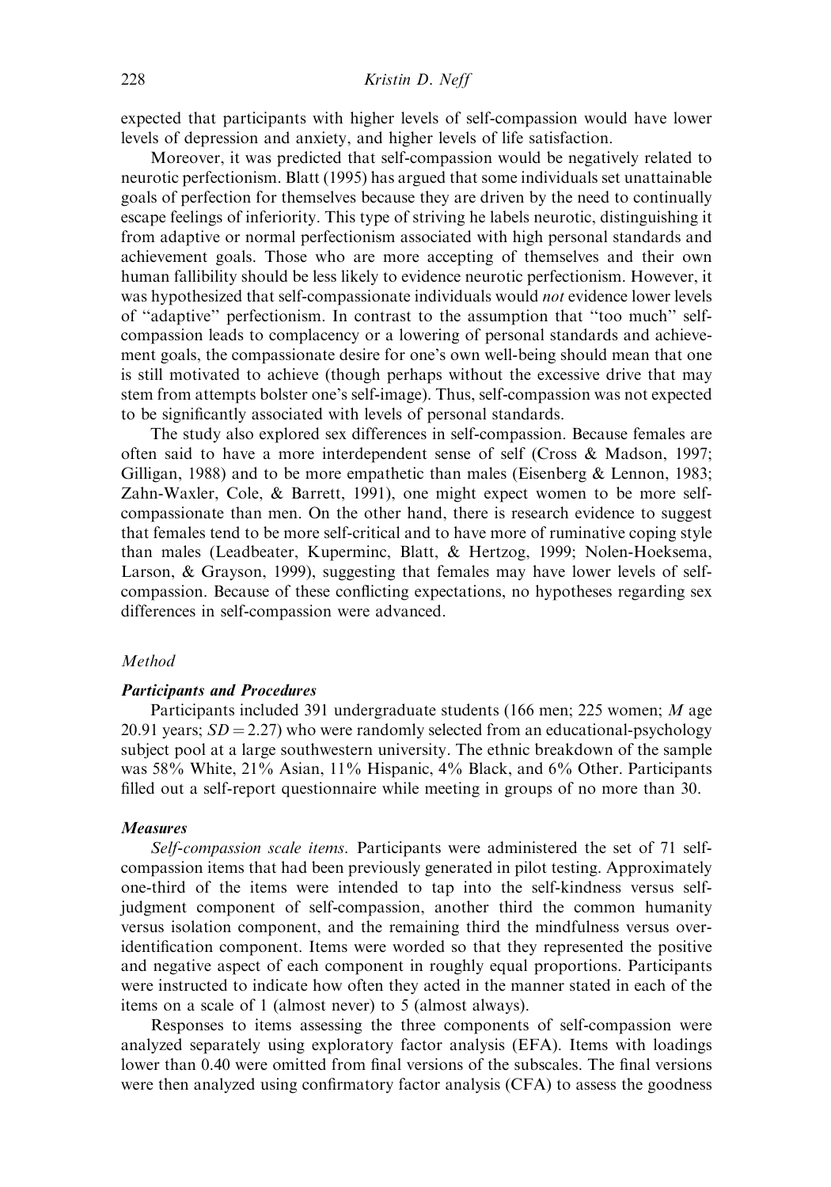expected that participants with higher levels of self-compassion would have lower levels of depression and anxiety, and higher levels of life satisfaction.

Moreover, it was predicted that self-compassion would be negatively related to neurotic perfectionism. Blatt (1995) has argued that some individuals set unattainable goals of perfection for themselves because they are driven by the need to continually escape feelings of inferiority. This type of striving he labels neurotic, distinguishing it from adaptive or normal perfectionism associated with high personal standards and achievement goals. Those who are more accepting of themselves and their own human fallibility should be less likely to evidence neurotic perfectionism. However, it was hypothesized that self-compassionate individuals would *not* evidence lower levels of ''adaptive'' perfectionism. In contrast to the assumption that ''too much'' self-compassion leads to complacency or a lowering of personal standards and achievement goals, the compassionate desire for one's own well-being should mean that one is still motivated to achieve (though perhaps without the excessive drive that may stem from attempts bolster one's self-image). Thus, self-compassion was not expected to be significantly associated with levels of personal standards.

The study also explored sex differences in self-compassion. Because females are often said to have a more interdependent sense of self (Cross & Madson, 1997; Gilligan, 1988) and to be more empathetic than males (Eisenberg & Lennon, 1983; Zahn-Waxler, Cole, & Barrett, 1991), one might expect women to be more self-compassionate than men. On the other hand, there is research evidence to suggest that females tend to be more self-critical and to have more of ruminative coping style than males (Leadbeater, Kuperminc, Blatt, & Hertzog, 1999; Nolen-Hoeksema, Larson, & Grayson, 1999), suggesting that females may have lower levels of self-compassion. Because of these conflicting expectations, no hypotheses regarding sex differences in self-compassion were advanced.

### *Method*

#### ***Participants and Procedures***

Participants included 391 undergraduate students (166 men; 225 women; *M* age 20.91 years; $SD = 2.27$) who were randomly selected from an educational-psychology subject pool at a large southwestern university. The ethnic breakdown of the sample was 58% White, 21% Asian, 11% Hispanic, 4% Black, and 6% Other. Participants filled out a self-report questionnaire while meeting in groups of no more than 30.

#### ***Measures***

*Self-compassion scale items*. Participants were administered the set of 71 self-compassion items that had been previously generated in pilot testing. Approximately one-third of the items were intended to tap into the self-kindness versus self-judgment component of self-compassion, another third the common humanity versus isolation component, and the remaining third the mindfulness versus over-identification component. Items were worded so that they represented the positive and negative aspect of each component in roughly equal proportions. Participants were instructed to indicate how often they acted in the manner stated in each of the items on a scale of 1 (almost never) to 5 (almost always).

Responses to items assessing the three components of self-compassion were analyzed separately using exploratory factor analysis (EFA). Items with loadings lower than 0.40 were omitted from final versions of the subscales. The final versions were then analyzed using confirmatory factor analysis (CFA) to assess the goodness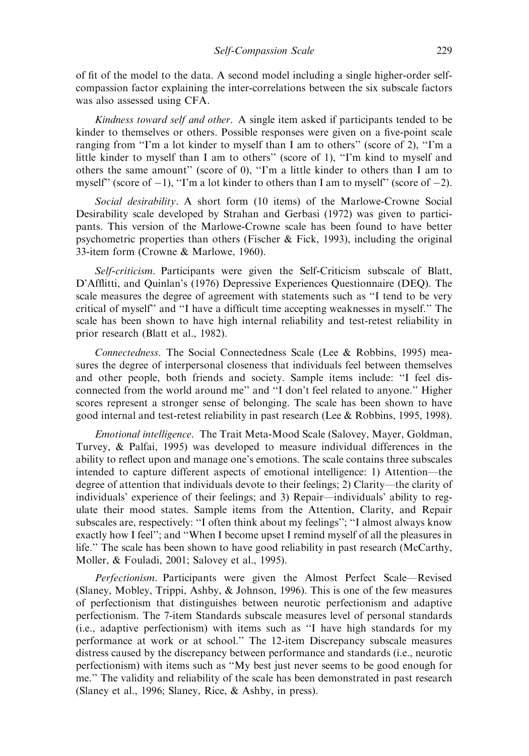of fit of the model to the data. A second model including a single higher-order self-compassion factor explaining the inter-correlations between the six subscale factors was also assessed using CFA.

*Kindness toward self and other*. A single item asked if participants tended to be kinder to themselves or others. Possible responses were given on a five-point scale ranging from "I'm a lot kinder to myself than I am to others" (score of 2), "I'm a little kinder to myself than I am to others" (score of 1), "I'm kind to myself and others the same amount" (score of 0), "I'm a little kinder to others than I am to myself" (score of $-1$), "I'm a lot kinder to others than I am to myself" (score of $-2$).

*Social desirability*. A short form (10 items) of the Marlowe-Crowne Social Desirability scale developed by Strahan and Gerbasi (1972) was given to participants. This version of the Marlowe-Crowne scale has been found to have better psychometric properties than others (Fischer & Fick, 1993), including the original 33-item form (Crowne & Marlowe, 1960).

*Self-criticism*. Participants were given the Self-Criticism subscale of Blatt, D'Afflitti, and Quinlan's (1976) Depressive Experiences Questionnaire (DEQ). The scale measures the degree of agreement with statements such as "I tend to be very critical of myself" and "I have a difficult time accepting weaknesses in myself." The scale has been shown to have high internal reliability and test-retest reliability in prior research (Blatt et al., 1982).

*Connectedness*. The Social Connectedness Scale (Lee & Robbins, 1995) measures the degree of interpersonal closeness that individuals feel between themselves and other people, both friends and society. Sample items include: "I feel disconnected from the world around me" and "I don't feel related to anyone." Higher scores represent a stronger sense of belonging. The scale has been shown to have good internal and test-retest reliability in past research (Lee & Robbins, 1995, 1998).

*Emotional intelligence*. The Trait Meta-Mood Scale (Salovey, Mayer, Goldman, Turvey, & Palfai, 1995) was developed to measure individual differences in the ability to reflect upon and manage one's emotions. The scale contains three subscales intended to capture different aspects of emotional intelligence: 1) Attention—the degree of attention that individuals devote to their feelings; 2) Clarity—the clarity of individuals' experience of their feelings; and 3) Repair—individuals' ability to regulate their mood states. Sample items from the Attention, Clarity, and Repair subscales are, respectively: "I often think about my feelings"; "I almost always know exactly how I feel"; and "When I become upset I remind myself of all the pleasures in life." The scale has been shown to have good reliability in past research (McCarthy, Moller, & Fouladi, 2001; Salovey et al., 1995).

*Perfectionism*. Participants were given the Almost Perfect Scale—Revised (Slaney, Mobley, Trippi, Ashby, & Johnson, 1996). This is one of the few measures of perfectionism that distinguishes between neurotic perfectionism and adaptive perfectionism. The 7-item Standards subscale measures level of personal standards (i.e., adaptive perfectionism) with items such as "I have high standards for my performance at work or at school." The 12-item Discrepancy subscale measures distress caused by the discrepancy between performance and standards (i.e., neurotic perfectionism) with items such as "My best just never seems to be good enough for me." The validity and reliability of the scale has been demonstrated in past research (Slaney et al., 1996; Slaney, Rice, & Ashby, in press).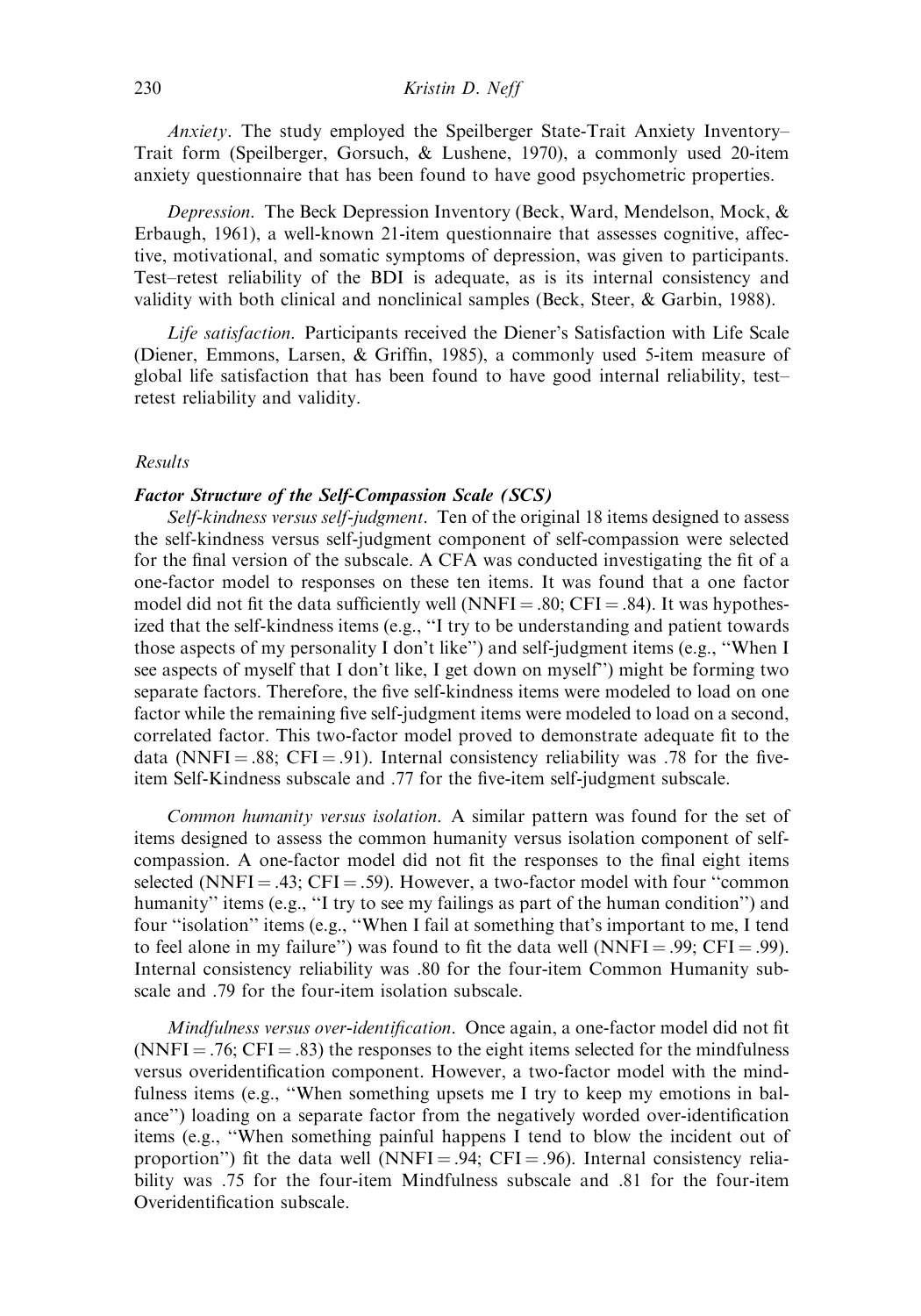*Anxiety*. The study employed the Speilberger State-Trait Anxiety Inventory–Trait form (Speilberger, Gorsuch, & Lushene, 1970), a commonly used 20-item anxiety questionnaire that has been found to have good psychometric properties.

*Depression*. The Beck Depression Inventory (Beck, Ward, Mendelson, Mock, & Erbaugh, 1961), a well-known 21-item questionnaire that assesses cognitive, affective, motivational, and somatic symptoms of depression, was given to participants. Test–retest reliability of the BDI is adequate, as is its internal consistency and validity with both clinical and nonclinical samples (Beck, Steer, & Garbin, 1988).

*Life satisfaction*. Participants received the Diener's Satisfaction with Life Scale (Diener, Emmons, Larsen, & Griffin, 1985), a commonly used 5-item measure of global life satisfaction that has been found to have good internal reliability, test–retest reliability and validity.

### *Results*

#### ***Factor Structure of the Self-Compassion Scale (SCS)***

*Self-kindness versus self-judgment*. Ten of the original 18 items designed to assess the self-kindness versus self-judgment component of self-compassion were selected for the final version of the subscale. A CFA was conducted investigating the fit of a one-factor model to responses on these ten items. It was found that a one factor model did not fit the data sufficiently well (NNFI = .80; CFI = .84). It was hypothesized that the self-kindness items (e.g., "I try to be understanding and patient towards those aspects of my personality I don't like") and self-judgment items (e.g., "When I see aspects of myself that I don't like, I get down on myself") might be forming two separate factors. Therefore, the five self-kindness items were modeled to load on one factor while the remaining five self-judgment items were modeled to load on a second, correlated factor. This two-factor model proved to demonstrate adequate fit to the data (NNFI = .88; CFI = .91). Internal consistency reliability was .78 for the five-item Self-Kindness subscale and .77 for the five-item self-judgment subscale.

*Common humanity versus isolation*. A similar pattern was found for the set of items designed to assess the common humanity versus isolation component of self-compassion. A one-factor model did not fit the responses to the final eight items selected (NNFI = .43; CFI = .59). However, a two-factor model with four "common humanity" items (e.g., "I try to see my failings as part of the human condition") and four "isolation" items (e.g., "When I fail at something that's important to me, I tend to feel alone in my failure") was found to fit the data well (NNFI = .99; CFI = .99). Internal consistency reliability was .80 for the four-item Common Humanity subscale and .79 for the four-item isolation subscale.

*Mindfulness versus over-identification*. Once again, a one-factor model did not fit (NNFI = .76; CFI = .83) the responses to the eight items selected for the mindfulness versus overidentification component. However, a two-factor model with the mindfulness items (e.g., "When something upsets me I try to keep my emotions in balance") loading on a separate factor from the negatively worded over-identification items (e.g., "When something painful happens I tend to blow the incident out of proportion") fit the data well (NNFI = .94; CFI = .96). Internal consistency reliability was .75 for the four-item Mindfulness subscale and .81 for the four-item Overidentification subscale.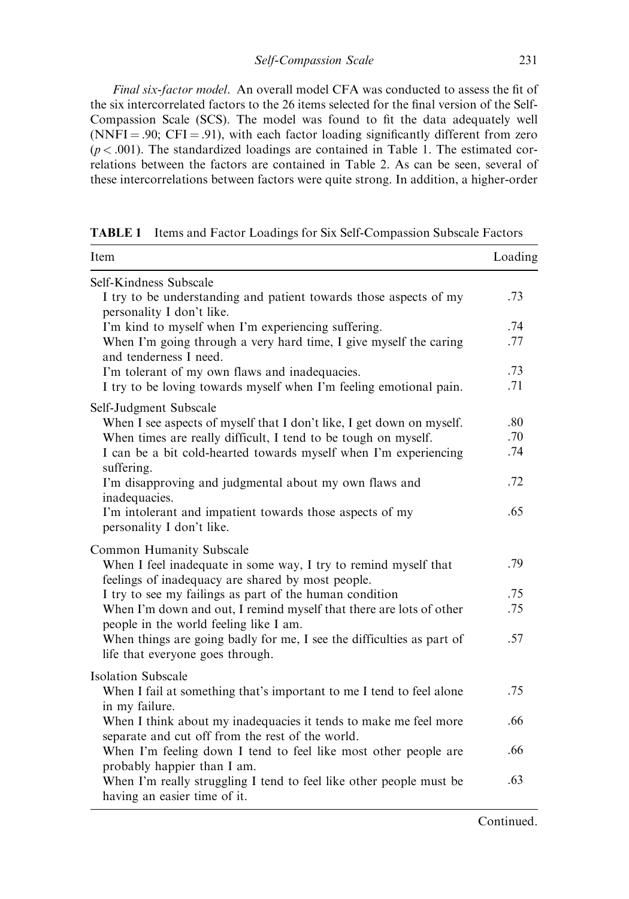*Final six-factor model*. An overall model CFA was conducted to assess the fit of the six intercorrelated factors to the 26 items selected for the final version of the Self-Compassion Scale (SCS). The model was found to fit the data adequately well (NNFI = .90; CFI = .91), with each factor loading significantly different from zero ($p < .001$). The standardized loadings are contained in Table 1. The estimated correlations between the factors are contained in Table 2. As can be seen, several of these intercorrelations between factors were quite strong. In addition, a higher-order

**TABLE 1** Items and Factor Loadings for Six Self-Compassion Subscale Factors

| Item | Loading |
|---|---|
| Self-Kindness Subscale | |
| I try to be understanding and patient towards those aspects of my personality I don't like. | .73 |
| I'm kind to myself when I'm experiencing suffering. | .74 |
| When I'm going through a very hard time, I give myself the caring and tenderness I need. | .77 |
| I'm tolerant of my own flaws and inadequacies. | .73 |
| I try to be loving towards myself when I'm feeling emotional pain. | .71 |
| Self-Judgment Subscale | |
| When I see aspects of myself that I don't like, I get down on myself. | .80 |
| When times are really difficult, I tend to be tough on myself. | .70 |
| I can be a bit cold-hearted towards myself when I'm experiencing suffering. | .74 |
| I'm disapproving and judgmental about my own flaws and inadequacies. | .72 |
| I'm intolerant and impatient towards those aspects of my personality I don't like. | .65 |
| Common Humanity Subscale | |
| When I feel inadequate in some way, I try to remind myself that feelings of inadequacy are shared by most people. | .79 |
| I try to see my failings as part of the human condition | .75 |
| When I'm down and out, I remind myself that there are lots of other people in the world feeling like I am. | .75 |
| When things are going badly for me, I see the difficulties as part of life that everyone goes through. | .57 |
| Isolation Subscale | |
| When I fail at something that's important to me I tend to feel alone in my failure. | .75 |
| When I think about my inadequacies it tends to make me feel more separate and cut off from the rest of the world. | .66 |
| When I'm feeling down I tend to feel like most other people are probably happier than I am. | .66 |
| When I'm really struggling I tend to feel like other people must be having an easier time of it. | .63 |

Continued.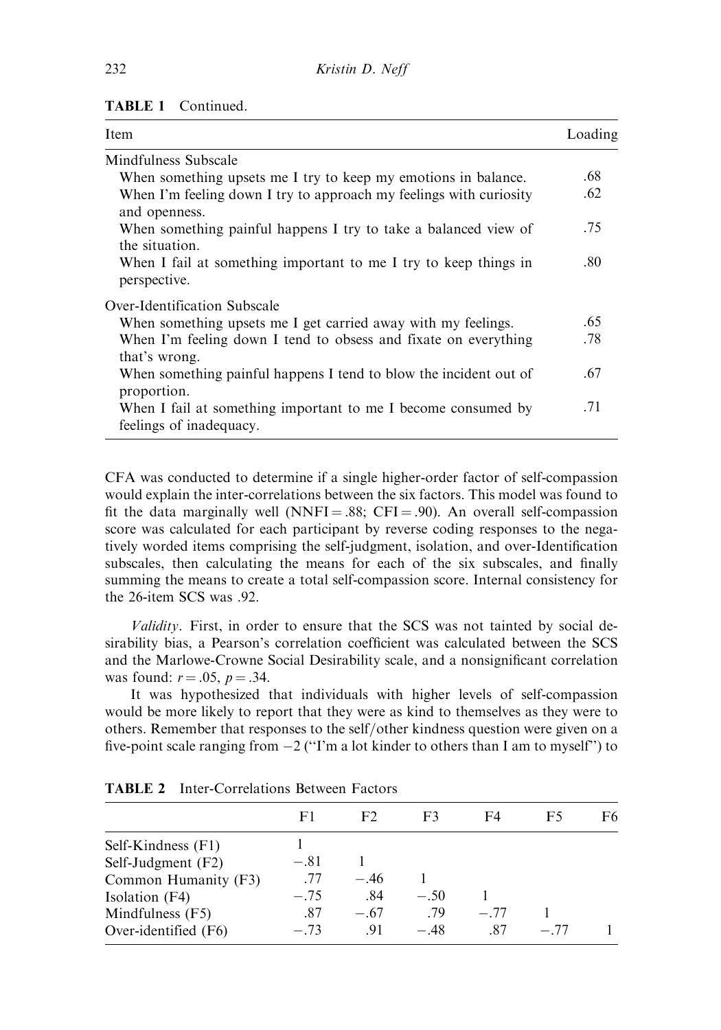**TABLE 1** Continued.

| Item | Loading |
|---|---|
| Mindfulness Subscale | |
| When something upsets me I try to keep my emotions in balance. | .68 |
| When I'm feeling down I try to approach my feelings with curiosity and openness. | .62 |
| When something painful happens I try to take a balanced view of the situation. | .75 |
| When I fail at something important to me I try to keep things in perspective. | .80 |
| Over-Identification Subscale | |
| When something upsets me I get carried away with my feelings. | .65 |
| When I'm feeling down I tend to obsess and fixate on everything that's wrong. | .78 |
| When something painful happens I tend to blow the incident out of proportion. | .67 |
| When I fail at something important to me I become consumed by feelings of inadequacy. | .71 |

CFA was conducted to determine if a single higher-order factor of self-compassion would explain the inter-correlations between the six factors. This model was found to fit the data marginally well (NNFI = .88; CFI = .90). An overall self-compassion score was calculated for each participant by reverse coding responses to the negatively worded items comprising the self-judgment, isolation, and over-Identification subscales, then calculating the means for each of the six subscales, and finally summing the means to create a total self-compassion score. Internal consistency for the 26-item SCS was .92.

*Validity*. First, in order to ensure that the SCS was not tainted by social desirability bias, a Pearson's correlation coefficient was calculated between the SCS and the Marlowe-Crowne Social Desirability scale, and a nonsignificant correlation was found: $r = .05$, $p = .34$.

It was hypothesized that individuals with higher levels of self-compassion would be more likely to report that they were as kind to themselves as they were to others. Remember that responses to the self/other kindness question were given on a five-point scale ranging from $-2$ ("I'm a lot kinder to others than I am to myself") to

**TABLE 2** Inter-Correlations Between Factors

| | F1 | F2 | F3 | F4 | F5 | F6 |
|---|---|---|---|---|---|---|
| Self-Kindness (F1) | 1 | | | | | |
| Self-Judgment (F2) | −.81 | 1 | | | | |
| Common Humanity (F3) | .77 | −.46 | 1 | | | |
| Isolation (F4) | −.75 | .84 | −.50 | 1 | | |
| Mindfulness (F5) | .87 | −.67 | .79 | −.77 | 1 | |
| Over-identified (F6) | −.73 | .91 | −.48 | .87 | −.77 | 1 |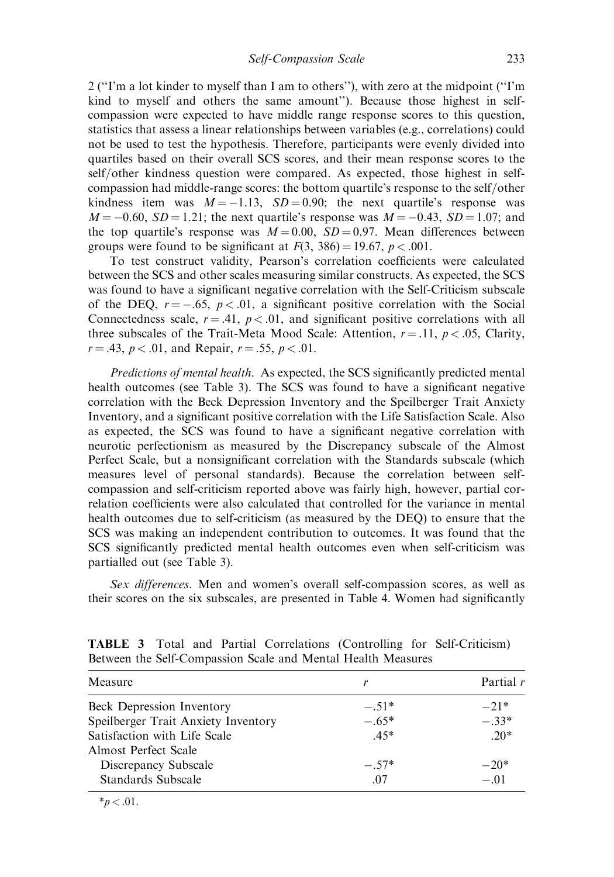2 ("I'm a lot kinder to myself than I am to others"), with zero at the midpoint ("I'm kind to myself and others the same amount"). Because those highest in self-compassion were expected to have middle range response scores to this question, statistics that assess a linear relationships between variables (e.g., correlations) could not be used to test the hypothesis. Therefore, participants were evenly divided into quartiles based on their overall SCS scores, and their mean response scores to the self/other kindness question were compared. As expected, those highest in self-compassion had middle-range scores: the bottom quartile's response to the self/other kindness item was $M = -1.13$, $SD = 0.90$; the next quartile's response was $M = -0.60$, $SD = 1.21$; the next quartile's response was $M = -0.43$, $SD = 1.07$; and the top quartile's response was $M = 0.00$, $SD = 0.97$. Mean differences between groups were found to be significant at $F(3, 386) = 19.67$, $p < .001$.

To test construct validity, Pearson's correlation coefficients were calculated between the SCS and other scales measuring similar constructs. As expected, the SCS was found to have a significant negative correlation with the Self-Criticism subscale of the DEQ, $r = -.65$, $p < .01$, a significant positive correlation with the Social Connectedness scale, $r = .41$, $p < .01$, and significant positive correlations with all three subscales of the Trait-Meta Mood Scale: Attention, $r = .11$, $p < .05$, Clarity, $r = .43$, $p < .01$, and Repair, $r = .55$, $p < .01$.

*Predictions of mental health*. As expected, the SCS significantly predicted mental health outcomes (see Table 3). The SCS was found to have a significant negative correlation with the Beck Depression Inventory and the Speilberger Trait Anxiety Inventory, and a significant positive correlation with the Life Satisfaction Scale. Also as expected, the SCS was found to have a significant negative correlation with neurotic perfectionism as measured by the Discrepancy subscale of the Almost Perfect Scale, but a nonsignificant correlation with the Standards subscale (which measures level of personal standards). Because the correlation between self-compassion and self-criticism reported above was fairly high, however, partial correlation coefficients were also calculated that controlled for the variance in mental health outcomes due to self-criticism (as measured by the DEQ) to ensure that the SCS was making an independent contribution to outcomes. It was found that the SCS significantly predicted mental health outcomes even when self-criticism was partialled out (see Table 3).

*Sex differences*. Men and women's overall self-compassion scores, as well as their scores on the six subscales, are presented in Table 4. Women had significantly

**TABLE 3** Total and Partial Correlations (Controlling for Self-Criticism) Between the Self-Compassion Scale and Mental Health Measures

| Measure | $r$ | Partial $r$ |
|---|---|---|
| Beck Depression Inventory | −.51* | −21* |
| Speilberger Trait Anxiety Inventory | −.65* | −.33* |
| Satisfaction with Life Scale | .45* | .20* |
| Almost Perfect Scale | | |
| Discrepancy Subscale | −.57* | −20* |
| Standards Subscale | .07 | −.01 |

*$p < .01$.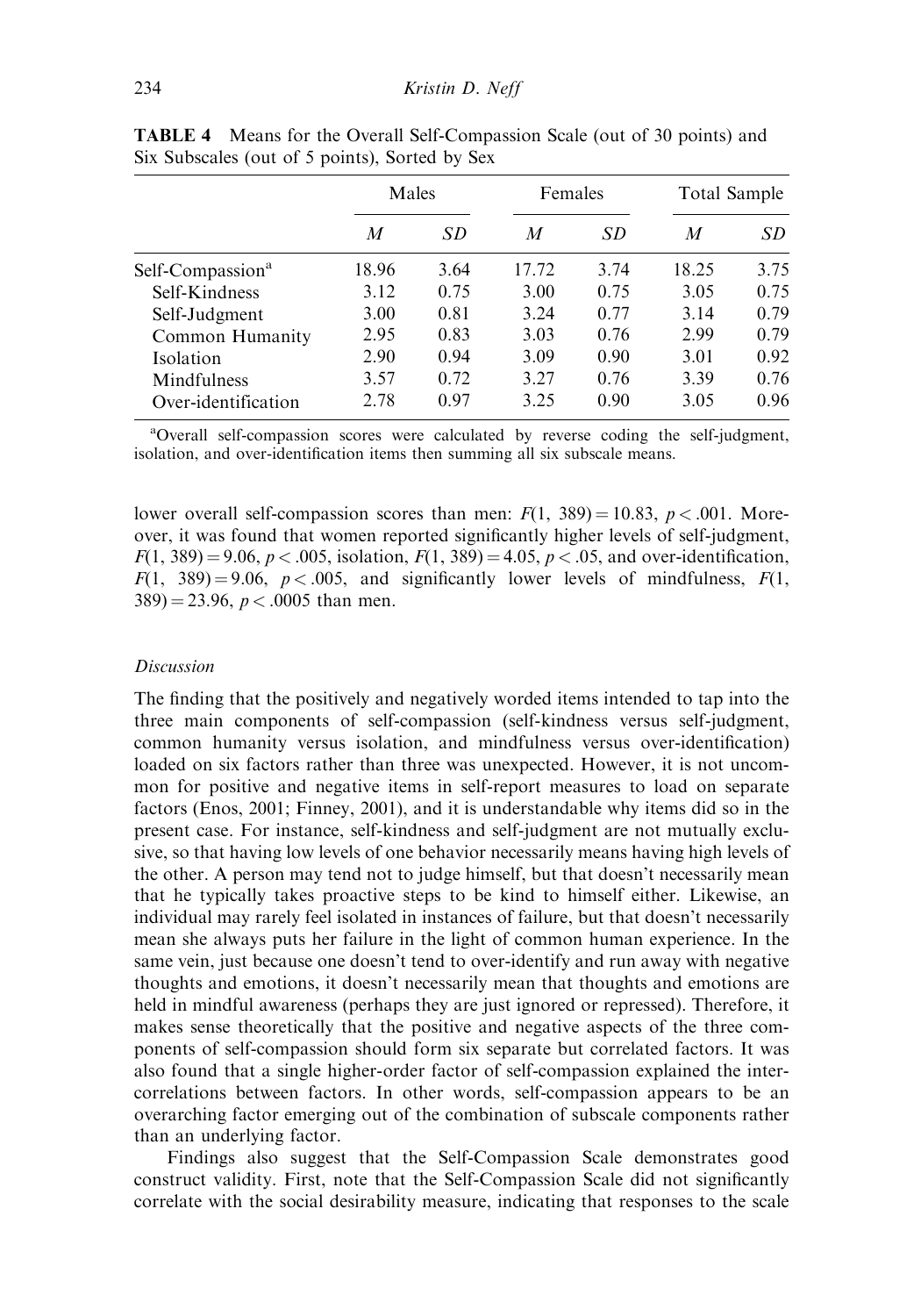**TABLE 4** Means for the Overall Self-Compassion Scale (out of 30 points) and Six Subscales (out of 5 points), Sorted by Sex

| | Males | | Females | | Total Sample | |
|---|---|---|---|---|---|---|
| | *M* | *SD* | *M* | *SD* | *M* | *SD* |
| Self-Compassion[a] | 18.96 | 3.64 | 17.72 | 3.74 | 18.25 | 3.75 |
| Self-Kindness | 3.12 | 0.75 | 3.00 | 0.75 | 3.05 | 0.75 |
| Self-Judgment | 3.00 | 0.81 | 3.24 | 0.77 | 3.14 | 0.79 |
| Common Humanity | 2.95 | 0.83 | 3.03 | 0.76 | 2.99 | 0.79 |
| Isolation | 2.90 | 0.94 | 3.09 | 0.90 | 3.01 | 0.92 |
| Mindfulness | 3.57 | 0.72 | 3.27 | 0.76 | 3.39 | 0.76 |
| Over-identification | 2.78 | 0.97 | 3.25 | 0.90 | 3.05 | 0.96 |

[a]Overall self-compassion scores were calculated by reverse coding the self-judgment, isolation, and over-identification items then summing all six subscale means.

lower overall self-compassion scores than men: $F(1, 389) = 10.83$, $p < .001$. Moreover, it was found that women reported significantly higher levels of self-judgment, $F(1, 389) = 9.06$, $p < .005$, isolation, $F(1, 389) = 4.05$, $p < .05$, and over-identification, $F(1, 389) = 9.06$, $p < .005$, and significantly lower levels of mindfulness, $F(1, 389) = 23.96$, $p < .0005$ than men.

### *Discussion*

The finding that the positively and negatively worded items intended to tap into the three main components of self-compassion (self-kindness versus self-judgment, common humanity versus isolation, and mindfulness versus over-identification) loaded on six factors rather than three was unexpected. However, it is not uncommon for positive and negative items in self-report measures to load on separate factors (Enos, 2001; Finney, 2001), and it is understandable why items did so in the present case. For instance, self-kindness and self-judgment are not mutually exclusive, so that having low levels of one behavior necessarily means having high levels of the other. A person may tend not to judge himself, but that doesn't necessarily mean that he typically takes proactive steps to be kind to himself either. Likewise, an individual may rarely feel isolated in instances of failure, but that doesn't necessarily mean she always puts her failure in the light of common human experience. In the same vein, just because one doesn't tend to over-identify and run away with negative thoughts and emotions, it doesn't necessarily mean that thoughts and emotions are held in mindful awareness (perhaps they are just ignored or repressed). Therefore, it makes sense theoretically that the positive and negative aspects of the three components of self-compassion should form six separate but correlated factors. It was also found that a single higher-order factor of self-compassion explained the intercorrelations between factors. In other words, self-compassion appears to be an overarching factor emerging out of the combination of subscale components rather than an underlying factor.

Findings also suggest that the Self-Compassion Scale demonstrates good construct validity. First, note that the Self-Compassion Scale did not significantly correlate with the social desirability measure, indicating that responses to the scale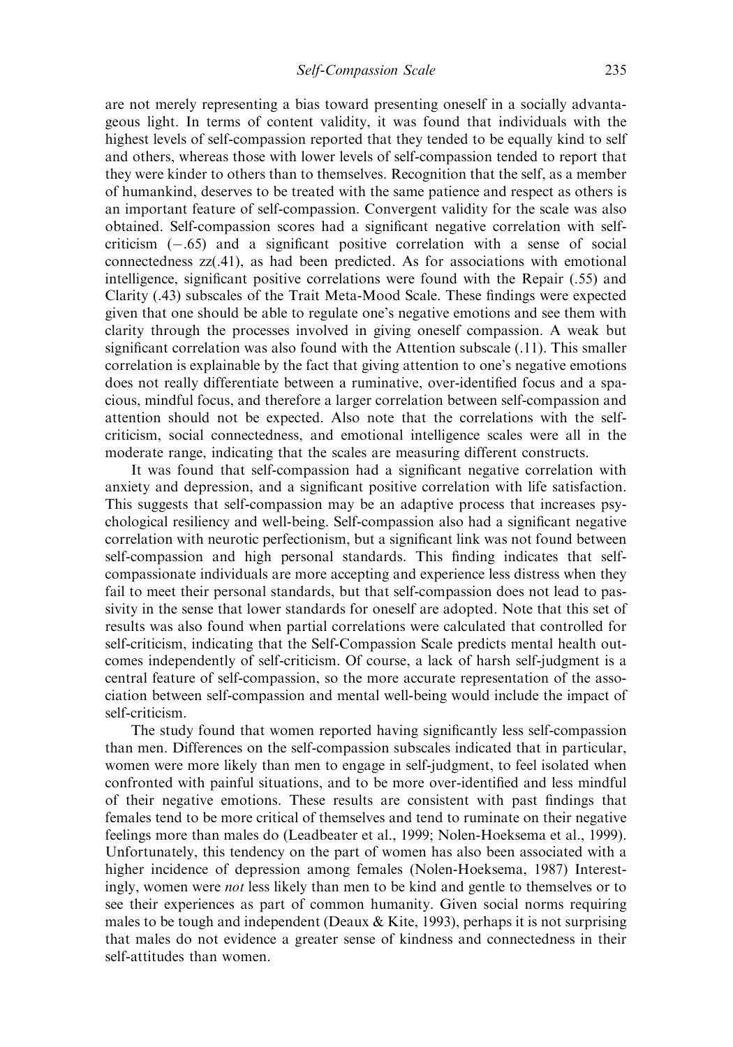are not merely representing a bias toward presenting oneself in a socially advantageous light. In terms of content validity, it was found that individuals with the highest levels of self-compassion reported that they tended to be equally kind to self and others, whereas those with lower levels of self-compassion tended to report that they were kinder to others than to themselves. Recognition that the self, as a member of humankind, deserves to be treated with the same patience and respect as others is an important feature of self-compassion. Convergent validity for the scale was also obtained. Self-compassion scores had a significant negative correlation with self-criticism (−.65) and a significant positive correlation with a sense of social connectedness zz(.41), as had been predicted. As for associations with emotional intelligence, significant positive correlations were found with the Repair (.55) and Clarity (.43) subscales of the Trait Meta-Mood Scale. These findings were expected given that one should be able to regulate one's negative emotions and see them with clarity through the processes involved in giving oneself compassion. A weak but significant correlation was also found with the Attention subscale (.11). This smaller correlation is explainable by the fact that giving attention to one's negative emotions does not really differentiate between a ruminative, over-identified focus and a spacious, mindful focus, and therefore a larger correlation between self-compassion and attention should not be expected. Also note that the correlations with the self-criticism, social connectedness, and emotional intelligence scales were all in the moderate range, indicating that the scales are measuring different constructs.

It was found that self-compassion had a significant negative correlation with anxiety and depression, and a significant positive correlation with life satisfaction. This suggests that self-compassion may be an adaptive process that increases psychological resiliency and well-being. Self-compassion also had a significant negative correlation with neurotic perfectionism, but a significant link was not found between self-compassion and high personal standards. This finding indicates that self-compassionate individuals are more accepting and experience less distress when they fail to meet their personal standards, but that self-compassion does not lead to passivity in the sense that lower standards for oneself are adopted. Note that this set of results was also found when partial correlations were calculated that controlled for self-criticism, indicating that the Self-Compassion Scale predicts mental health outcomes independently of self-criticism. Of course, a lack of harsh self-judgment is a central feature of self-compassion, so the more accurate representation of the association between self-compassion and mental well-being would include the impact of self-criticism.

The study found that women reported having significantly less self-compassion than men. Differences on the self-compassion subscales indicated that in particular, women were more likely than men to engage in self-judgment, to feel isolated when confronted with painful situations, and to be more over-identified and less mindful of their negative emotions. These results are consistent with past findings that females tend to be more critical of themselves and tend to ruminate on their negative feelings more than males do (Leadbeater et al., 1999; Nolen-Hoeksema et al., 1999). Unfortunately, this tendency on the part of women has also been associated with a higher incidence of depression among females (Nolen-Hoeksema, 1987) Interestingly, women were *not* less likely than men to be kind and gentle to themselves or to see their experiences as part of common humanity. Given social norms requiring males to be tough and independent (Deaux & Kite, 1993), perhaps it is not surprising that males do not evidence a greater sense of kindness and connectedness in their self-attitudes than women.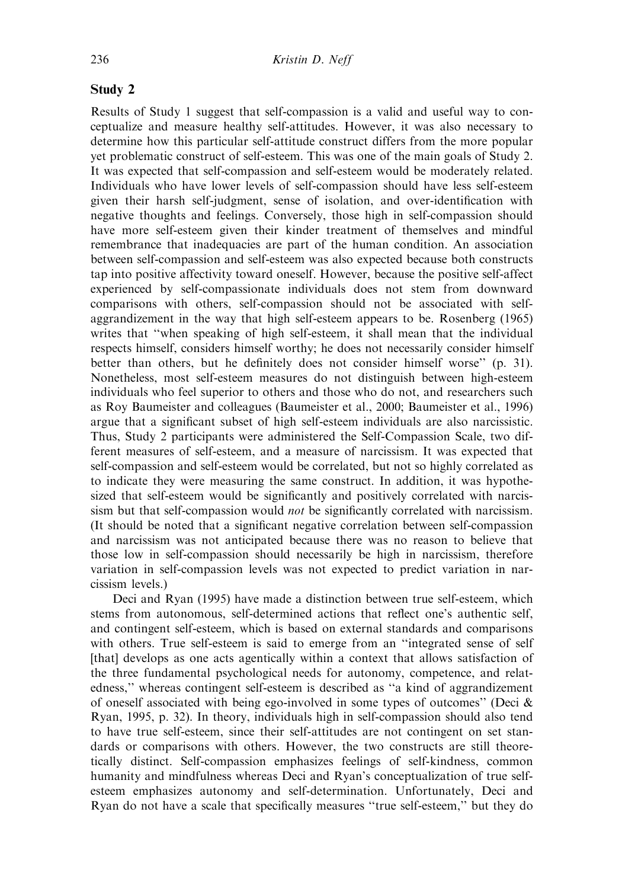## Study 2

Results of Study 1 suggest that self-compassion is a valid and useful way to conceptualize and measure healthy self-attitudes. However, it was also necessary to determine how this particular self-attitude construct differs from the more popular yet problematic construct of self-esteem. This was one of the main goals of Study 2. It was expected that self-compassion and self-esteem would be moderately related. Individuals who have lower levels of self-compassion should have less self-esteem given their harsh self-judgment, sense of isolation, and over-identification with negative thoughts and feelings. Conversely, those high in self-compassion should have more self-esteem given their kinder treatment of themselves and mindful remembrance that inadequacies are part of the human condition. An association between self-compassion and self-esteem was also expected because both constructs tap into positive affectivity toward oneself. However, because the positive self-affect experienced by self-compassionate individuals does not stem from downward comparisons with others, self-compassion should not be associated with self-aggrandizement in the way that high self-esteem appears to be. Rosenberg (1965) writes that "when speaking of high self-esteem, it shall mean that the individual respects himself, considers himself worthy; he does not necessarily consider himself better than others, but he definitely does not consider himself worse" (p. 31). Nonetheless, most self-esteem measures do not distinguish between high-esteem individuals who feel superior to others and those who do not, and researchers such as Roy Baumeister and colleagues (Baumeister et al., 2000; Baumeister et al., 1996) argue that a significant subset of high self-esteem individuals are also narcissistic. Thus, Study 2 participants were administered the Self-Compassion Scale, two different measures of self-esteem, and a measure of narcissism. It was expected that self-compassion and self-esteem would be correlated, but not so highly correlated as to indicate they were measuring the same construct. In addition, it was hypothesized that self-esteem would be significantly and positively correlated with narcissism but that self-compassion would *not* be significantly correlated with narcissism. (It should be noted that a significant negative correlation between self-compassion and narcissism was not anticipated because there was no reason to believe that those low in self-compassion should necessarily be high in narcissism, therefore variation in self-compassion levels was not expected to predict variation in narcissism levels.)

Deci and Ryan (1995) have made a distinction between true self-esteem, which stems from autonomous, self-determined actions that reflect one's authentic self, and contingent self-esteem, which is based on external standards and comparisons with others. True self-esteem is said to emerge from an "integrated sense of self [that] develops as one acts agentically within a context that allows satisfaction of the three fundamental psychological needs for autonomy, competence, and relatedness," whereas contingent self-esteem is described as "a kind of aggrandizement of oneself associated with being ego-involved in some types of outcomes" (Deci & Ryan, 1995, p. 32). In theory, individuals high in self-compassion should also tend to have true self-esteem, since their self-attitudes are not contingent on set standards or comparisons with others. However, the two constructs are still theoretically distinct. Self-compassion emphasizes feelings of self-kindness, common humanity and mindfulness whereas Deci and Ryan's conceptualization of true self-esteem emphasizes autonomy and self-determination. Unfortunately, Deci and Ryan do not have a scale that specifically measures "true self-esteem," but they do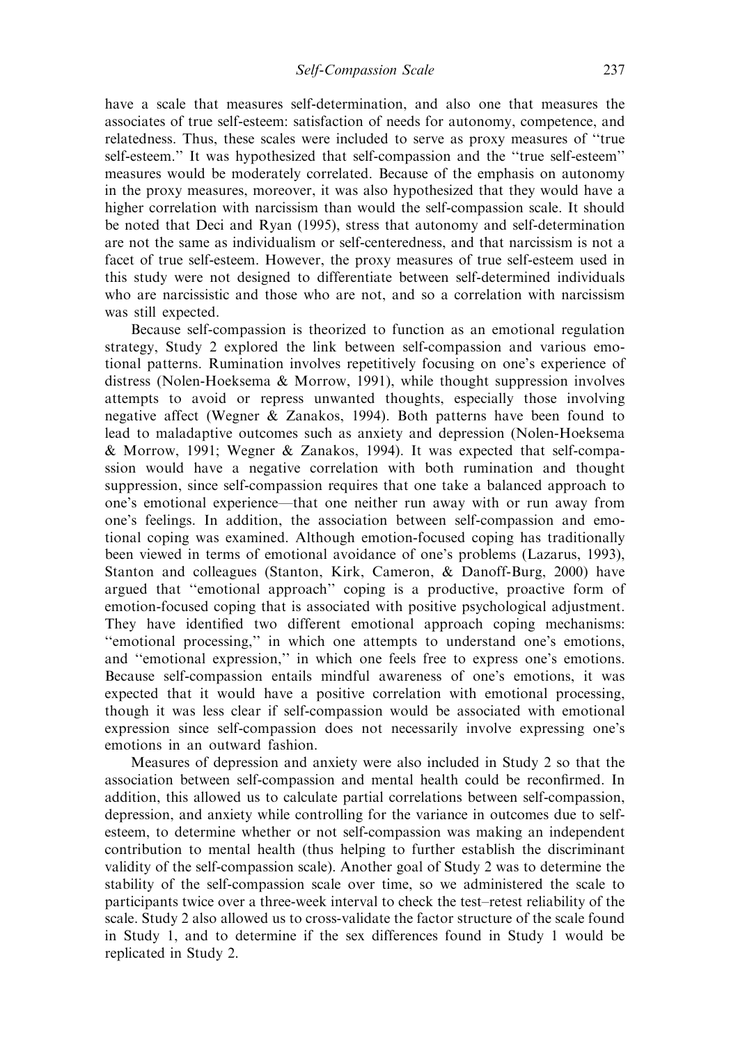have a scale that measures self-determination, and also one that measures the associates of true self-esteem: satisfaction of needs for autonomy, competence, and relatedness. Thus, these scales were included to serve as proxy measures of ''true self-esteem.'' It was hypothesized that self-compassion and the ''true self-esteem'' measures would be moderately correlated. Because of the emphasis on autonomy in the proxy measures, moreover, it was also hypothesized that they would have a higher correlation with narcissism than would the self-compassion scale. It should be noted that Deci and Ryan (1995), stress that autonomy and self-determination are not the same as individualism or self-centeredness, and that narcissism is not a facet of true self-esteem. However, the proxy measures of true self-esteem used in this study were not designed to differentiate between self-determined individuals who are narcissistic and those who are not, and so a correlation with narcissism was still expected.

Because self-compassion is theorized to function as an emotional regulation strategy, Study 2 explored the link between self-compassion and various emotional patterns. Rumination involves repetitively focusing on one's experience of distress (Nolen-Hoeksema & Morrow, 1991), while thought suppression involves attempts to avoid or repress unwanted thoughts, especially those involving negative affect (Wegner & Zanakos, 1994). Both patterns have been found to lead to maladaptive outcomes such as anxiety and depression (Nolen-Hoeksema & Morrow, 1991; Wegner & Zanakos, 1994). It was expected that self-compassion would have a negative correlation with both rumination and thought suppression, since self-compassion requires that one take a balanced approach to one's emotional experience—that one neither run away with or run away from one's feelings. In addition, the association between self-compassion and emotional coping was examined. Although emotion-focused coping has traditionally been viewed in terms of emotional avoidance of one's problems (Lazarus, 1993), Stanton and colleagues (Stanton, Kirk, Cameron, & Danoff-Burg, 2000) have argued that ''emotional approach'' coping is a productive, proactive form of emotion-focused coping that is associated with positive psychological adjustment. They have identified two different emotional approach coping mechanisms: ''emotional processing,'' in which one attempts to understand one's emotions, and ''emotional expression,'' in which one feels free to express one's emotions. Because self-compassion entails mindful awareness of one's emotions, it was expected that it would have a positive correlation with emotional processing, though it was less clear if self-compassion would be associated with emotional expression since self-compassion does not necessarily involve expressing one's emotions in an outward fashion.

Measures of depression and anxiety were also included in Study 2 so that the association between self-compassion and mental health could be reconfirmed. In addition, this allowed us to calculate partial correlations between self-compassion, depression, and anxiety while controlling for the variance in outcomes due to self-esteem, to determine whether or not self-compassion was making an independent contribution to mental health (thus helping to further establish the discriminant validity of the self-compassion scale). Another goal of Study 2 was to determine the stability of the self-compassion scale over time, so we administered the scale to participants twice over a three-week interval to check the test–retest reliability of the scale. Study 2 also allowed us to cross-validate the factor structure of the scale found in Study 1, and to determine if the sex differences found in Study 1 would be replicated in Study 2.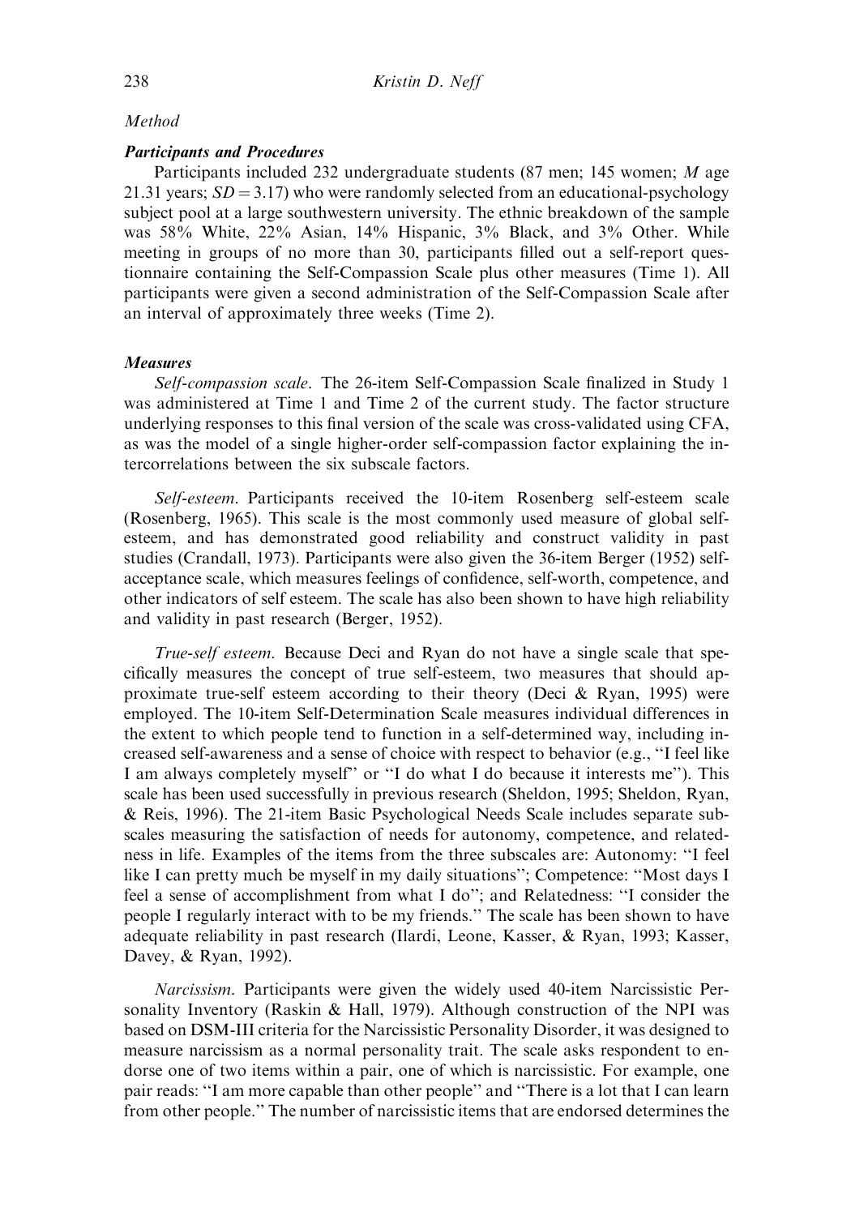*Method*

***Participants and Procedures***

Participants included 232 undergraduate students (87 men; 145 women; $M$ age 21.31 years; $SD = 3.17$) who were randomly selected from an educational-psychology subject pool at a large southwestern university. The ethnic breakdown of the sample was 58% White, 22% Asian, 14% Hispanic, 3% Black, and 3% Other. While meeting in groups of no more than 30, participants filled out a self-report questionnaire containing the Self-Compassion Scale plus other measures (Time 1). All participants were given a second administration of the Self-Compassion Scale after an interval of approximately three weeks (Time 2).

***Measures***

*Self-compassion scale*. The 26-item Self-Compassion Scale finalized in Study 1 was administered at Time 1 and Time 2 of the current study. The factor structure underlying responses to this final version of the scale was cross-validated using CFA, as was the model of a single higher-order self-compassion factor explaining the intercorrelations between the six subscale factors.

*Self-esteem*. Participants received the 10-item Rosenberg self-esteem scale (Rosenberg, 1965). This scale is the most commonly used measure of global self-esteem, and has demonstrated good reliability and construct validity in past studies (Crandall, 1973). Participants were also given the 36-item Berger (1952) self-acceptance scale, which measures feelings of confidence, self-worth, competence, and other indicators of self esteem. The scale has also been shown to have high reliability and validity in past research (Berger, 1952).

*True-self esteem*. Because Deci and Ryan do not have a single scale that specifically measures the concept of true self-esteem, two measures that should approximate true-self esteem according to their theory (Deci & Ryan, 1995) were employed. The 10-item Self-Determination Scale measures individual differences in the extent to which people tend to function in a self-determined way, including increased self-awareness and a sense of choice with respect to behavior (e.g., "I feel like I am always completely myself" or "I do what I do because it interests me"). This scale has been used successfully in previous research (Sheldon, 1995; Sheldon, Ryan, & Reis, 1996). The 21-item Basic Psychological Needs Scale includes separate subscales measuring the satisfaction of needs for autonomy, competence, and relatedness in life. Examples of the items from the three subscales are: Autonomy: "I feel like I can pretty much be myself in my daily situations"; Competence: "Most days I feel a sense of accomplishment from what I do"; and Relatedness: "I consider the people I regularly interact with to be my friends." The scale has been shown to have adequate reliability in past research (Ilardi, Leone, Kasser, & Ryan, 1993; Kasser, Davey, & Ryan, 1992).

*Narcissism*. Participants were given the widely used 40-item Narcissistic Personality Inventory (Raskin & Hall, 1979). Although construction of the NPI was based on DSM-III criteria for the Narcissistic Personality Disorder, it was designed to measure narcissism as a normal personality trait. The scale asks respondent to endorse one of two items within a pair, one of which is narcissistic. For example, one pair reads: "I am more capable than other people" and "There is a lot that I can learn from other people." The number of narcissistic items that are endorsed determines the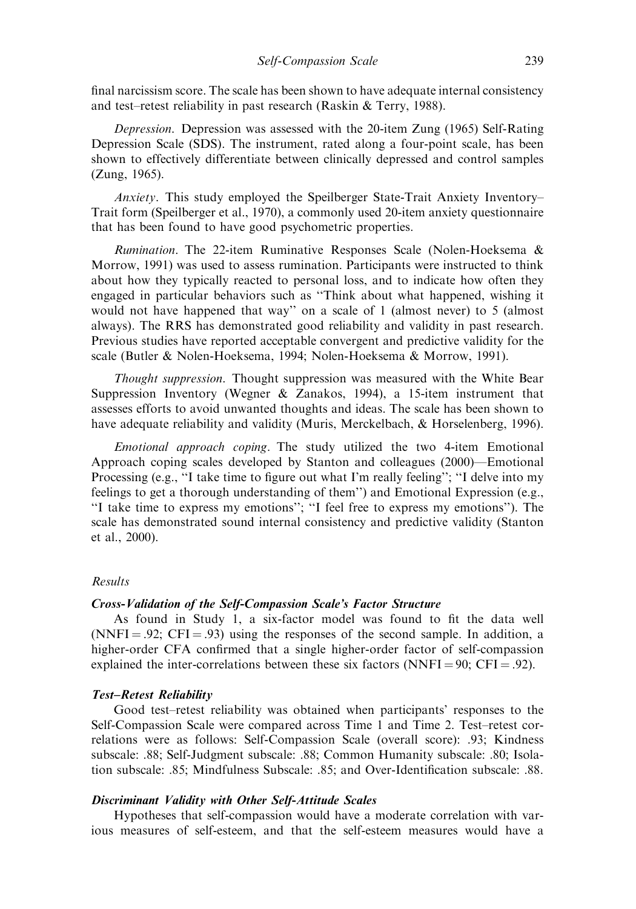final narcissism score. The scale has been shown to have adequate internal consistency and test–retest reliability in past research (Raskin & Terry, 1988).

*Depression*. Depression was assessed with the 20-item Zung (1965) Self-Rating Depression Scale (SDS). The instrument, rated along a four-point scale, has been shown to effectively differentiate between clinically depressed and control samples (Zung, 1965).

*Anxiety*. This study employed the Speilberger State-Trait Anxiety Inventory–Trait form (Speilberger et al., 1970), a commonly used 20-item anxiety questionnaire that has been found to have good psychometric properties.

*Rumination*. The 22-item Ruminative Responses Scale (Nolen-Hoeksema & Morrow, 1991) was used to assess rumination. Participants were instructed to think about how they typically reacted to personal loss, and to indicate how often they engaged in particular behaviors such as "Think about what happened, wishing it would not have happened that way" on a scale of 1 (almost never) to 5 (almost always). The RRS has demonstrated good reliability and validity in past research. Previous studies have reported acceptable convergent and predictive validity for the scale (Butler & Nolen-Hoeksema, 1994; Nolen-Hoeksema & Morrow, 1991).

*Thought suppression*. Thought suppression was measured with the White Bear Suppression Inventory (Wegner & Zanakos, 1994), a 15-item instrument that assesses efforts to avoid unwanted thoughts and ideas. The scale has been shown to have adequate reliability and validity (Muris, Merckelbach, & Horselenberg, 1996).

*Emotional approach coping*. The study utilized the two 4-item Emotional Approach coping scales developed by Stanton and colleagues (2000)—Emotional Processing (e.g., "I take time to figure out what I'm really feeling"; "I delve into my feelings to get a thorough understanding of them") and Emotional Expression (e.g., "I take time to express my emotions"; "I feel free to express my emotions"). The scale has demonstrated sound internal consistency and predictive validity (Stanton et al., 2000).

### *Results*

#### ***Cross-Validation of the Self-Compassion Scale's Factor Structure***

As found in Study 1, a six-factor model was found to fit the data well (NNFI = .92; CFI = .93) using the responses of the second sample. In addition, a higher-order CFA confirmed that a single higher-order factor of self-compassion explained the inter-correlations between these six factors (NNFI = 90; CFI = .92).

#### ***Test–Retest Reliability***

Good test–retest reliability was obtained when participants' responses to the Self-Compassion Scale were compared across Time 1 and Time 2. Test–retest correlations were as follows: Self-Compassion Scale (overall score): .93; Kindness subscale: .88; Self-Judgment subscale: .88; Common Humanity subscale: .80; Isolation subscale: .85; Mindfulness Subscale: .85; and Over-Identification subscale: .88.

#### ***Discriminant Validity with Other Self-Attitude Scales***

Hypotheses that self-compassion would have a moderate correlation with various measures of self-esteem, and that the self-esteem measures would have a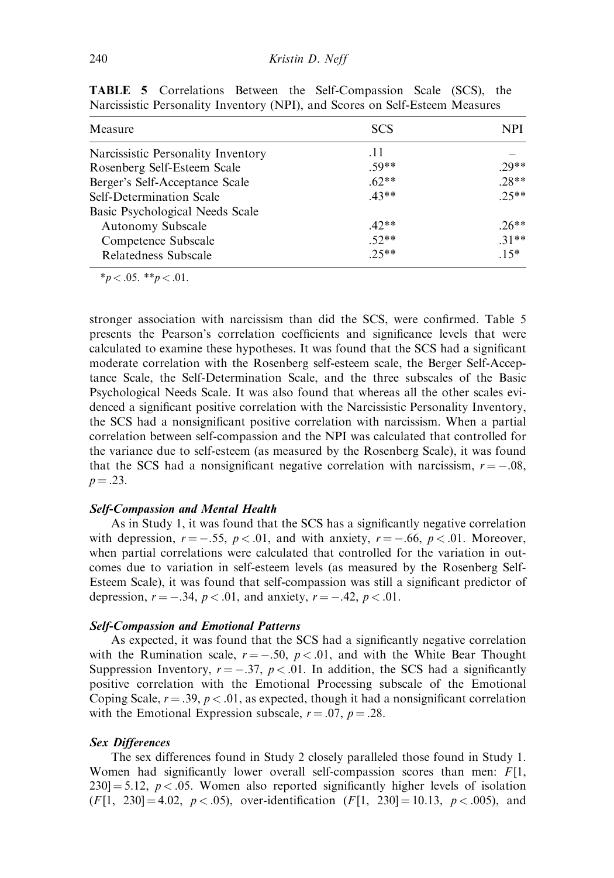**TABLE 5** Correlations Between the Self-Compassion Scale (SCS), the Narcissistic Personality Inventory (NPI), and Scores on Self-Esteem Measures

| Measure | SCS | NPI |
|---|---|---|
| Narcissistic Personality Inventory | .11 | – |
| Rosenberg Self-Esteem Scale | .59** | .29** |
| Berger's Self-Acceptance Scale | .62** | .28** |
| Self-Determination Scale | .43** | .25** |
| Basic Psychological Needs Scale | | |
| Autonomy Subscale | .42** | .26** |
| Competence Subscale | .52** | .31** |
| Relatedness Subscale | .25** | .15* |

*$p < .05$. **$p < .01$.

stronger association with narcissism than did the SCS, were confirmed. Table 5 presents the Pearson's correlation coefficients and significance levels that were calculated to examine these hypotheses. It was found that the SCS had a significant moderate correlation with the Rosenberg self-esteem scale, the Berger Self-Acceptance Scale, the Self-Determination Scale, and the three subscales of the Basic Psychological Needs Scale. It was also found that whereas all the other scales evidenced a significant positive correlation with the Narcissistic Personality Inventory, the SCS had a nonsignificant positive correlation with narcissism. When a partial correlation between self-compassion and the NPI was calculated that controlled for the variance due to self-esteem (as measured by the Rosenberg Scale), it was found that the SCS had a nonsignificant negative correlation with narcissism, $r = -.08$, $p = .23$.

### *Self-Compassion and Mental Health*

As in Study 1, it was found that the SCS has a significantly negative correlation with depression, $r = -.55$, $p < .01$, and with anxiety, $r = -.66$, $p < .01$. Moreover, when partial correlations were calculated that controlled for the variation in outcomes due to variation in self-esteem levels (as measured by the Rosenberg Self-Esteem Scale), it was found that self-compassion was still a significant predictor of depression, $r = -.34$, $p < .01$, and anxiety, $r = -.42$, $p < .01$.

### *Self-Compassion and Emotional Patterns*

As expected, it was found that the SCS had a significantly negative correlation with the Rumination scale, $r = -.50$, $p < .01$, and with the White Bear Thought Suppression Inventory, $r = -.37$, $p < .01$. In addition, the SCS had a significantly positive correlation with the Emotional Processing subscale of the Emotional Coping Scale, $r = .39$, $p < .01$, as expected, though it had a nonsignificant correlation with the Emotional Expression subscale, $r = .07$, $p = .28$.

### *Sex Differences*

The sex differences found in Study 2 closely paralleled those found in Study 1. Women had significantly lower overall self-compassion scores than men: $F[1, 230] = 5.12$, $p < .05$. Women also reported significantly higher levels of isolation ($F[1, 230] = 4.02$, $p < .05$), over-identification ($F[1, 230] = 10.13$, $p < .005$), and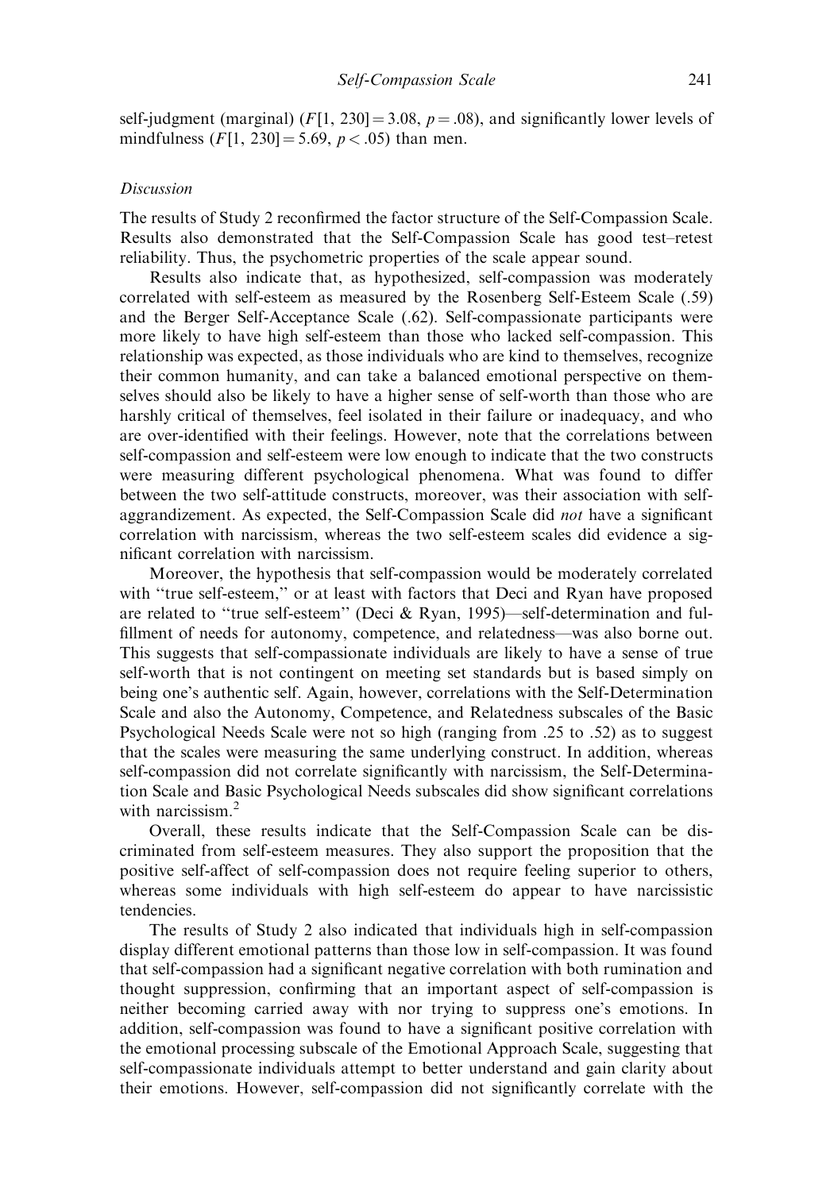self-judgment (marginal) ($F[1, 230] = 3.08$, $p = .08$), and significantly lower levels of mindfulness ($F[1, 230] = 5.69$, $p < .05$) than men.

### *Discussion*

The results of Study 2 reconfirmed the factor structure of the Self-Compassion Scale. Results also demonstrated that the Self-Compassion Scale has good test–retest reliability. Thus, the psychometric properties of the scale appear sound.

Results also indicate that, as hypothesized, self-compassion was moderately correlated with self-esteem as measured by the Rosenberg Self-Esteem Scale (.59) and the Berger Self-Acceptance Scale (.62). Self-compassionate participants were more likely to have high self-esteem than those who lacked self-compassion. This relationship was expected, as those individuals who are kind to themselves, recognize their common humanity, and can take a balanced emotional perspective on themselves should also be likely to have a higher sense of self-worth than those who are harshly critical of themselves, feel isolated in their failure or inadequacy, and who are over-identified with their feelings. However, note that the correlations between self-compassion and self-esteem were low enough to indicate that the two constructs were measuring different psychological phenomena. What was found to differ between the two self-attitude constructs, moreover, was their association with self-aggrandizement. As expected, the Self-Compassion Scale did *not* have a significant correlation with narcissism, whereas the two self-esteem scales did evidence a significant correlation with narcissism.

Moreover, the hypothesis that self-compassion would be moderately correlated with "true self-esteem," or at least with factors that Deci and Ryan have proposed are related to "true self-esteem" (Deci & Ryan, 1995)—self-determination and fulfillment of needs for autonomy, competence, and relatedness—was also borne out. This suggests that self-compassionate individuals are likely to have a sense of true self-worth that is not contingent on meeting set standards but is based simply on being one's authentic self. Again, however, correlations with the Self-Determination Scale and also the Autonomy, Competence, and Relatedness subscales of the Basic Psychological Needs Scale were not so high (ranging from .25 to .52) as to suggest that the scales were measuring the same underlying construct. In addition, whereas self-compassion did not correlate significantly with narcissism, the Self-Determination Scale and Basic Psychological Needs subscales did show significant correlations with narcissism.[2]

Overall, these results indicate that the Self-Compassion Scale can be discriminated from self-esteem measures. They also support the proposition that the positive self-affect of self-compassion does not require feeling superior to others, whereas some individuals with high self-esteem do appear to have narcissistic tendencies.

The results of Study 2 also indicated that individuals high in self-compassion display different emotional patterns than those low in self-compassion. It was found that self-compassion had a significant negative correlation with both rumination and thought suppression, confirming that an important aspect of self-compassion is neither becoming carried away with nor trying to suppress one's emotions. In addition, self-compassion was found to have a significant positive correlation with the emotional processing subscale of the Emotional Approach Scale, suggesting that self-compassionate individuals attempt to better understand and gain clarity about their emotions. However, self-compassion did not significantly correlate with the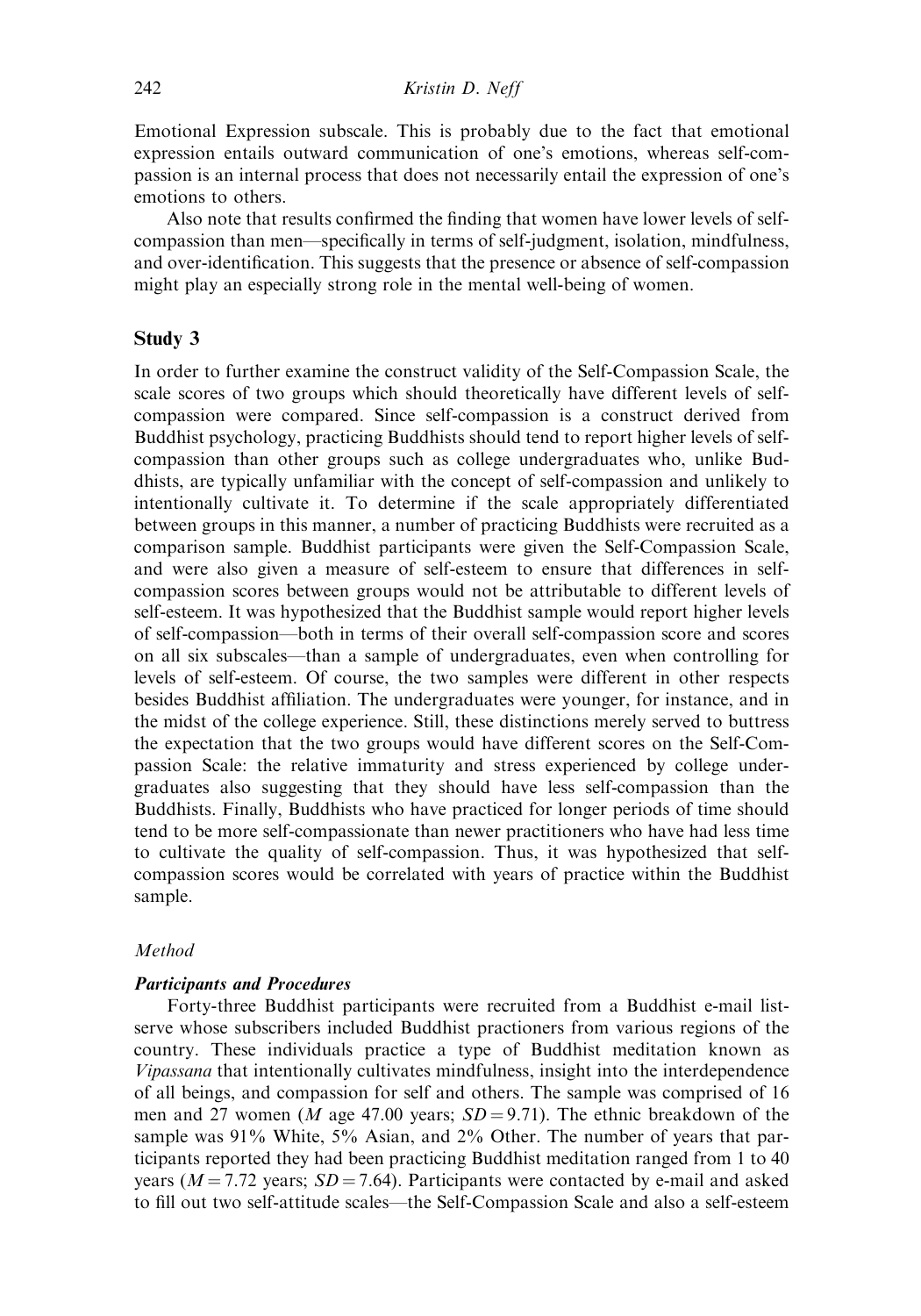Emotional Expression subscale. This is probably due to the fact that emotional expression entails outward communication of one's emotions, whereas self-compassion is an internal process that does not necessarily entail the expression of one's emotions to others.

Also note that results confirmed the finding that women have lower levels of self-compassion than men—specifically in terms of self-judgment, isolation, mindfulness, and over-identification. This suggests that the presence or absence of self-compassion might play an especially strong role in the mental well-being of women.

## Study 3

In order to further examine the construct validity of the Self-Compassion Scale, the scale scores of two groups which should theoretically have different levels of self-compassion were compared. Since self-compassion is a construct derived from Buddhist psychology, practicing Buddhists should tend to report higher levels of self-compassion than other groups such as college undergraduates who, unlike Buddhists, are typically unfamiliar with the concept of self-compassion and unlikely to intentionally cultivate it. To determine if the scale appropriately differentiated between groups in this manner, a number of practicing Buddhists were recruited as a comparison sample. Buddhist participants were given the Self-Compassion Scale, and were also given a measure of self-esteem to ensure that differences in self-compassion scores between groups would not be attributable to different levels of self-esteem. It was hypothesized that the Buddhist sample would report higher levels of self-compassion—both in terms of their overall self-compassion score and scores on all six subscales—than a sample of undergraduates, even when controlling for levels of self-esteem. Of course, the two samples were different in other respects besides Buddhist affiliation. The undergraduates were younger, for instance, and in the midst of the college experience. Still, these distinctions merely served to buttress the expectation that the two groups would have different scores on the Self-Compassion Scale: the relative immaturity and stress experienced by college undergraduates also suggesting that they should have less self-compassion than the Buddhists. Finally, Buddhists who have practiced for longer periods of time should tend to be more self-compassionate than newer practitioners who have had less time to cultivate the quality of self-compassion. Thus, it was hypothesized that self-compassion scores would be correlated with years of practice within the Buddhist sample.

### *Method*

#### ***Participants and Procedures***

Forty-three Buddhist participants were recruited from a Buddhist e-mail list-serve whose subscribers included Buddhist practioners from various regions of the country. These individuals practice a type of Buddhist meditation known as *Vipassana* that intentionally cultivates mindfulness, insight into the interdependence of all beings, and compassion for self and others. The sample was comprised of 16 men and 27 women ($M$ age 47.00 years; $SD = 9.71$). The ethnic breakdown of the sample was 91% White, 5% Asian, and 2% Other. The number of years that participants reported they had been practicing Buddhist meditation ranged from 1 to 40 years ($M = 7.72$ years; $SD = 7.64$). Participants were contacted by e-mail and asked to fill out two self-attitude scales—the Self-Compassion Scale and also a self-esteem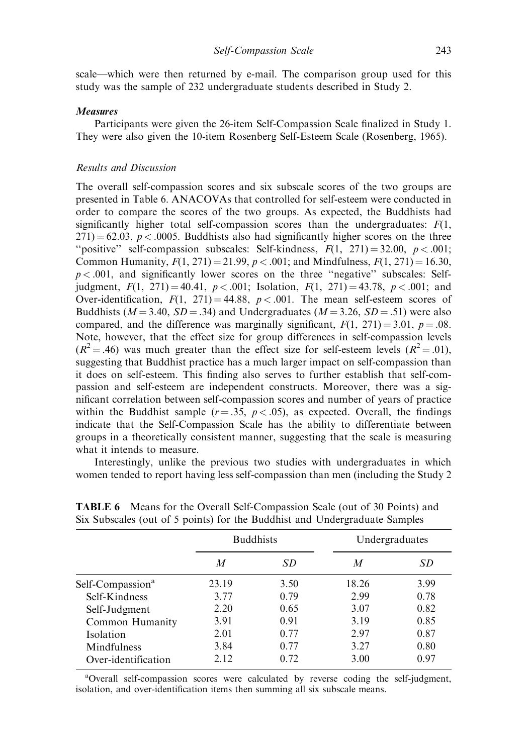scale—which were then returned by e-mail. The comparison group used for this study was the sample of 232 undergraduate students described in Study 2.

***Measures***

Participants were given the 26-item Self-Compassion Scale finalized in Study 1. They were also given the 10-item Rosenberg Self-Esteem Scale (Rosenberg, 1965).

*Results and Discussion*

The overall self-compassion scores and six subscale scores of the two groups are presented in Table 6. ANACOVAs that controlled for self-esteem were conducted in order to compare the scores of the two groups. As expected, the Buddhists had significantly higher total self-compassion scores than the undergraduates: $F(1, 271) = 62.03$, $p < .0005$. Buddhists also had significantly higher scores on the three "positive" self-compassion subscales: Self-kindness, $F(1, 271) = 32.00$, $p < .001$; Common Humanity, $F(1, 271) = 21.99$, $p < .001$; and Mindfulness, $F(1, 271) = 16.30$, $p < .001$, and significantly lower scores on the three "negative" subscales: Self-judgment, $F(1, 271) = 40.41$, $p < .001$; Isolation, $F(1, 271) = 43.78$, $p < .001$; and Over-identification, $F(1, 271) = 44.88$, $p < .001$. The mean self-esteem scores of Buddhists ($M = 3.40$, $SD = .34$) and Undergraduates ($M = 3.26$, $SD = .51$) were also compared, and the difference was marginally significant, $F(1, 271) = 3.01$, $p = .08$. Note, however, that the effect size for group differences in self-compassion levels ($R^2 = .46$) was much greater than the effect size for self-esteem levels ($R^2 = .01$), suggesting that Buddhist practice has a much larger impact on self-compassion than it does on self-esteem. This finding also serves to further establish that self-compassion and self-esteem are independent constructs. Moreover, there was a significant correlation between self-compassion scores and number of years of practice within the Buddhist sample ($r = .35$, $p < .05$), as expected. Overall, the findings indicate that the Self-Compassion Scale has the ability to differentiate between groups in a theoretically consistent manner, suggesting that the scale is measuring what it intends to measure.

Interestingly, unlike the previous two studies with undergraduates in which women tended to report having less self-compassion than men (including the Study 2

**TABLE 6** Means for the Overall Self-Compassion Scale (out of 30 Points) and Six Subscales (out of 5 points) for the Buddhist and Undergraduate Samples

| | Buddhists | | Undergraduates | |
|---|---|---|---|---|
| | *M* | *SD* | *M* | *SD* |
| Self-Compassion[a] | 23.19 | 3.50 | 18.26 | 3.99 |
| Self-Kindness | 3.77 | 0.79 | 2.99 | 0.78 |
| Self-Judgment | 2.20 | 0.65 | 3.07 | 0.82 |
| Common Humanity | 3.91 | 0.91 | 3.19 | 0.85 |
| Isolation | 2.01 | 0.77 | 2.97 | 0.87 |
| Mindfulness | 3.84 | 0.77 | 3.27 | 0.80 |
| Over-identification | 2.12 | 0.72 | 3.00 | 0.97 |

[a]Overall self-compassion scores were calculated by reverse coding the self-judgment, isolation, and over-identification items then summing all six subscale means.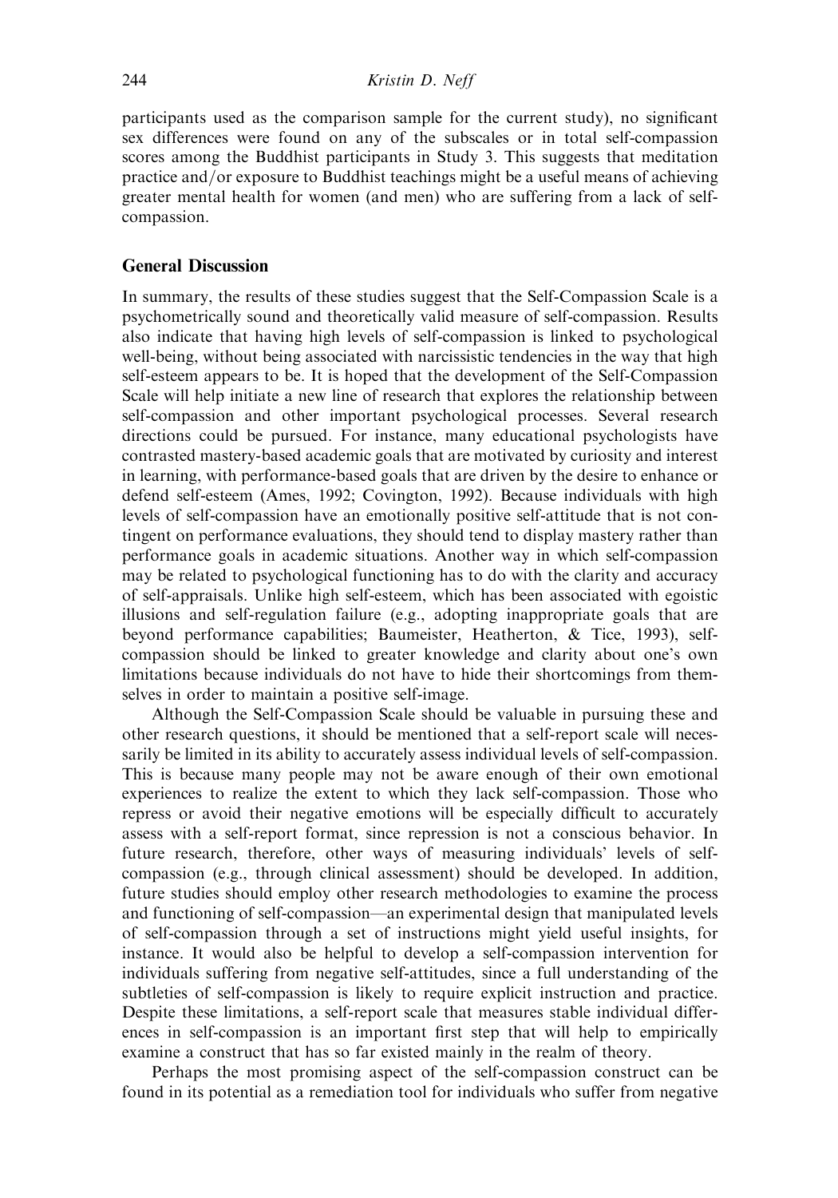participants used as the comparison sample for the current study), no significant sex differences were found on any of the subscales or in total self-compassion scores among the Buddhist participants in Study 3. This suggests that meditation practice and/or exposure to Buddhist teachings might be a useful means of achieving greater mental health for women (and men) who are suffering from a lack of self-compassion.

## General Discussion

In summary, the results of these studies suggest that the Self-Compassion Scale is a psychometrically sound and theoretically valid measure of self-compassion. Results also indicate that having high levels of self-compassion is linked to psychological well-being, without being associated with narcissistic tendencies in the way that high self-esteem appears to be. It is hoped that the development of the Self-Compassion Scale will help initiate a new line of research that explores the relationship between self-compassion and other important psychological processes. Several research directions could be pursued. For instance, many educational psychologists have contrasted mastery-based academic goals that are motivated by curiosity and interest in learning, with performance-based goals that are driven by the desire to enhance or defend self-esteem (Ames, 1992; Covington, 1992). Because individuals with high levels of self-compassion have an emotionally positive self-attitude that is not contingent on performance evaluations, they should tend to display mastery rather than performance goals in academic situations. Another way in which self-compassion may be related to psychological functioning has to do with the clarity and accuracy of self-appraisals. Unlike high self-esteem, which has been associated with egoistic illusions and self-regulation failure (e.g., adopting inappropriate goals that are beyond performance capabilities; Baumeister, Heatherton, & Tice, 1993), self-compassion should be linked to greater knowledge and clarity about one's own limitations because individuals do not have to hide their shortcomings from themselves in order to maintain a positive self-image.

Although the Self-Compassion Scale should be valuable in pursuing these and other research questions, it should be mentioned that a self-report scale will necessarily be limited in its ability to accurately assess individual levels of self-compassion. This is because many people may not be aware enough of their own emotional experiences to realize the extent to which they lack self-compassion. Those who repress or avoid their negative emotions will be especially difficult to accurately assess with a self-report format, since repression is not a conscious behavior. In future research, therefore, other ways of measuring individuals' levels of self-compassion (e.g., through clinical assessment) should be developed. In addition, future studies should employ other research methodologies to examine the process and functioning of self-compassion—an experimental design that manipulated levels of self-compassion through a set of instructions might yield useful insights, for instance. It would also be helpful to develop a self-compassion intervention for individuals suffering from negative self-attitudes, since a full understanding of the subtleties of self-compassion is likely to require explicit instruction and practice. Despite these limitations, a self-report scale that measures stable individual differences in self-compassion is an important first step that will help to empirically examine a construct that has so far existed mainly in the realm of theory.

Perhaps the most promising aspect of the self-compassion construct can be found in its potential as a remediation tool for individuals who suffer from negative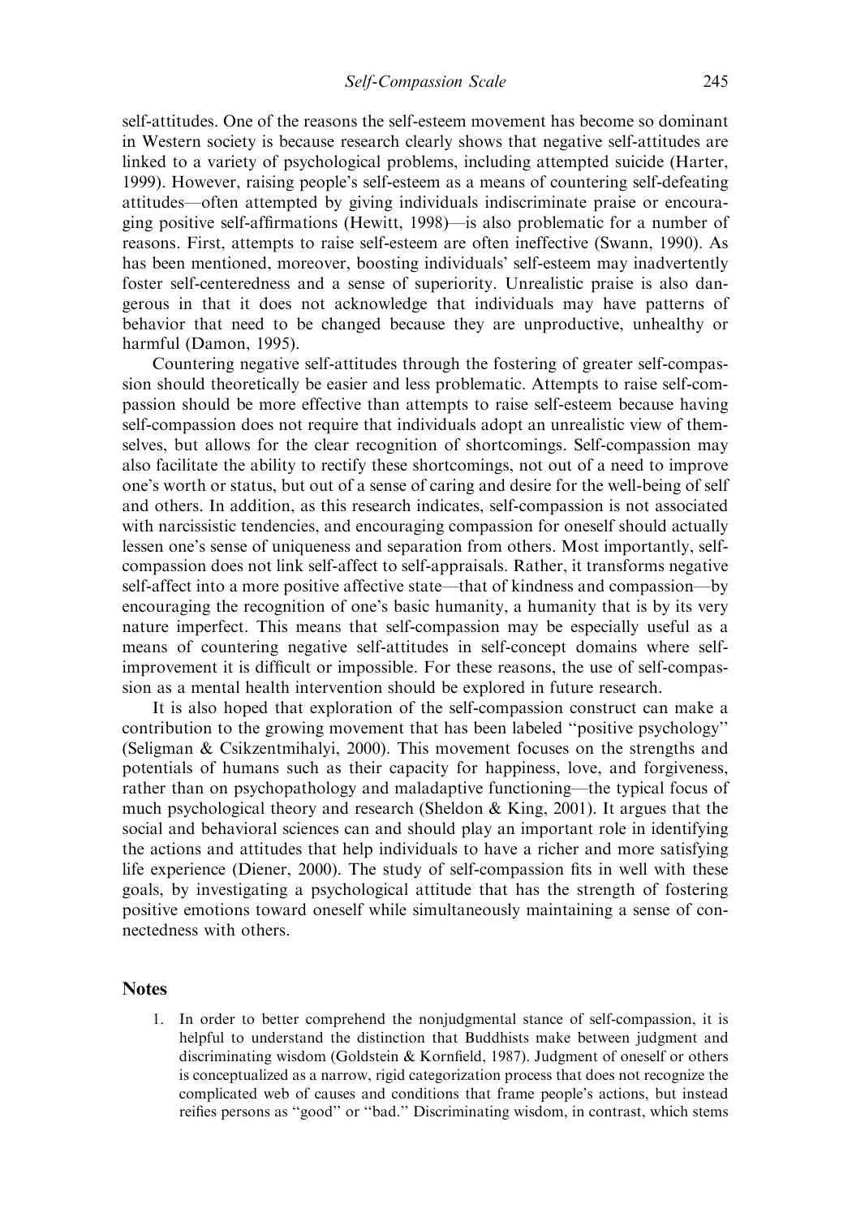self-attitudes. One of the reasons the self-esteem movement has become so dominant in Western society is because research clearly shows that negative self-attitudes are linked to a variety of psychological problems, including attempted suicide (Harter, 1999). However, raising people's self-esteem as a means of countering self-defeating attitudes—often attempted by giving individuals indiscriminate praise or encouraging positive self-affirmations (Hewitt, 1998)—is also problematic for a number of reasons. First, attempts to raise self-esteem are often ineffective (Swann, 1990). As has been mentioned, moreover, boosting individuals' self-esteem may inadvertently foster self-centeredness and a sense of superiority. Unrealistic praise is also dangerous in that it does not acknowledge that individuals may have patterns of behavior that need to be changed because they are unproductive, unhealthy or harmful (Damon, 1995).

Countering negative self-attitudes through the fostering of greater self-compassion should theoretically be easier and less problematic. Attempts to raise self-compassion should be more effective than attempts to raise self-esteem because having self-compassion does not require that individuals adopt an unrealistic view of themselves, but allows for the clear recognition of shortcomings. Self-compassion may also facilitate the ability to rectify these shortcomings, not out of a need to improve one's worth or status, but out of a sense of caring and desire for the well-being of self and others. In addition, as this research indicates, self-compassion is not associated with narcissistic tendencies, and encouraging compassion for oneself should actually lessen one's sense of uniqueness and separation from others. Most importantly, self-compassion does not link self-affect to self-appraisals. Rather, it transforms negative self-affect into a more positive affective state—that of kindness and compassion—by encouraging the recognition of one's basic humanity, a humanity that is by its very nature imperfect. This means that self-compassion may be especially useful as a means of countering negative self-attitudes in self-concept domains where self-improvement it is difficult or impossible. For these reasons, the use of self-compassion as a mental health intervention should be explored in future research.

It is also hoped that exploration of the self-compassion construct can make a contribution to the growing movement that has been labeled "positive psychology" (Seligman & Csikzentmihalyi, 2000). This movement focuses on the strengths and potentials of humans such as their capacity for happiness, love, and forgiveness, rather than on psychopathology and maladaptive functioning—the typical focus of much psychological theory and research (Sheldon & King, 2001). It argues that the social and behavioral sciences can and should play an important role in identifying the actions and attitudes that help individuals to have a richer and more satisfying life experience (Diener, 2000). The study of self-compassion fits in well with these goals, by investigating a psychological attitude that has the strength of fostering positive emotions toward oneself while simultaneously maintaining a sense of connectedness with others.

## Notes

1. In order to better comprehend the nonjudgmental stance of self-compassion, it is helpful to understand the distinction that Buddhists make between judgment and discriminating wisdom (Goldstein & Kornfield, 1987). Judgment of oneself or others is conceptualized as a narrow, rigid categorization process that does not recognize the complicated web of causes and conditions that frame people's actions, but instead reifies persons as "good" or "bad." Discriminating wisdom, in contrast, which stems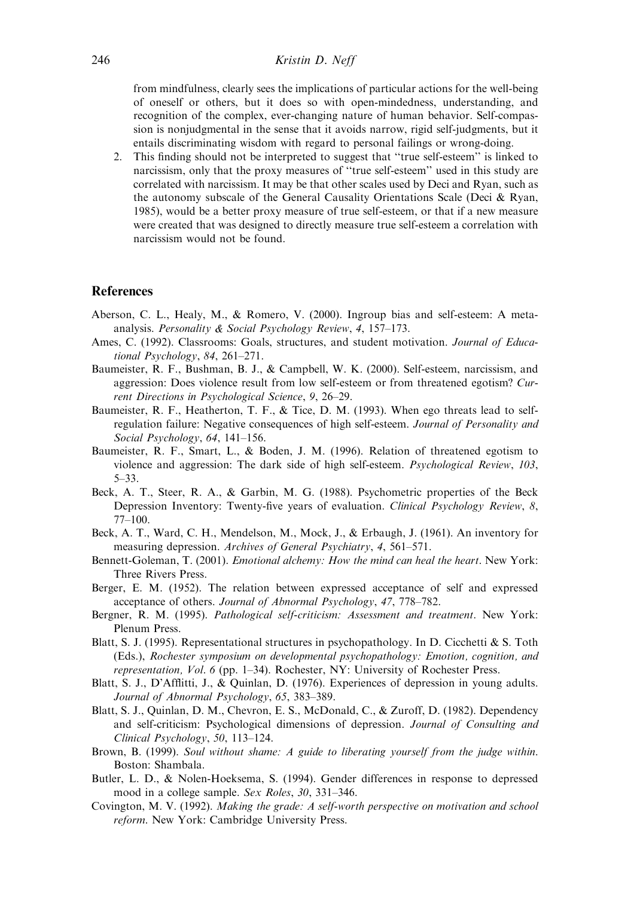from mindfulness, clearly sees the implications of particular actions for the well-being of oneself or others, but it does so with open-mindedness, understanding, and recognition of the complex, ever-changing nature of human behavior. Self-compassion is nonjudgmental in the sense that it avoids narrow, rigid self-judgments, but it entails discriminating wisdom with regard to personal failings or wrong-doing.

2. This finding should not be interpreted to suggest that "true self-esteem" is linked to narcissism, only that the proxy measures of "true self-esteem" used in this study are correlated with narcissism. It may be that other scales used by Deci and Ryan, such as the autonomy subscale of the General Causality Orientations Scale (Deci & Ryan, 1985), would be a better proxy measure of true self-esteem, or that if a new measure were created that was designed to directly measure true self-esteem a correlation with narcissism would not be found.

## References

Aberson, C. L., Healy, M., & Romero, V. (2000). Ingroup bias and self-esteem: A meta-analysis. *Personality & Social Psychology Review*, *4*, 157–173.

Ames, C. (1992). Classrooms: Goals, structures, and student motivation. *Journal of Educational Psychology*, *84*, 261–271.

Baumeister, R. F., Bushman, B. J., & Campbell, W. K. (2000). Self-esteem, narcissism, and aggression: Does violence result from low self-esteem or from threatened egotism? *Current Directions in Psychological Science*, *9*, 26–29.

Baumeister, R. F., Heatherton, T. F., & Tice, D. M. (1993). When ego threats lead to self-regulation failure: Negative consequences of high self-esteem. *Journal of Personality and Social Psychology*, *64*, 141–156.

Baumeister, R. F., Smart, L., & Boden, J. M. (1996). Relation of threatened egotism to violence and aggression: The dark side of high self-esteem. *Psychological Review*, *103*, 5–33.

Beck, A. T., Steer, R. A., & Garbin, M. G. (1988). Psychometric properties of the Beck Depression Inventory: Twenty-five years of evaluation. *Clinical Psychology Review*, *8*, 77–100.

Beck, A. T., Ward, C. H., Mendelson, M., Mock, J., & Erbaugh, J. (1961). An inventory for measuring depression. *Archives of General Psychiatry*, *4*, 561–571.

Bennett-Goleman, T. (2001). *Emotional alchemy: How the mind can heal the heart*. New York: Three Rivers Press.

Berger, E. M. (1952). The relation between expressed acceptance of self and expressed acceptance of others. *Journal of Abnormal Psychology*, *47*, 778–782.

Bergner, R. M. (1995). *Pathological self-criticism: Assessment and treatment*. New York: Plenum Press.

Blatt, S. J. (1995). Representational structures in psychopathology. In D. Cicchetti & S. Toth (Eds.), *Rochester symposium on developmental psychopathology: Emotion, cognition, and representation, Vol. 6* (pp. 1–34). Rochester, NY: University of Rochester Press.

Blatt, S. J., D'Afflitti, J., & Quinlan, D. (1976). Experiences of depression in young adults. *Journal of Abnormal Psychology*, *65*, 383–389.

Blatt, S. J., Quinlan, D. M., Chevron, E. S., McDonald, C., & Zuroff, D. (1982). Dependency and self-criticism: Psychological dimensions of depression. *Journal of Consulting and Clinical Psychology*, *50*, 113–124.

Brown, B. (1999). *Soul without shame: A guide to liberating yourself from the judge within*. Boston: Shambala.

Butler, L. D., & Nolen-Hoeksema, S. (1994). Gender differences in response to depressed mood in a college sample. *Sex Roles*, *30*, 331–346.

Covington, M. V. (1992). *Making the grade: A self-worth perspective on motivation and school reform*. New York: Cambridge University Press.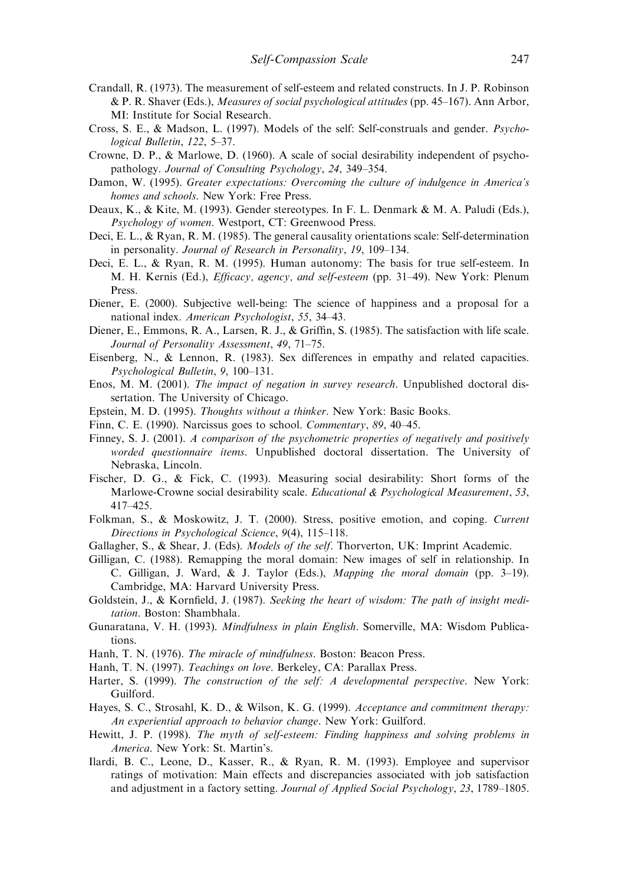Crandall, R. (1973). The measurement of self-esteem and related constructs. In J. P. Robinson & P. R. Shaver (Eds.), *Measures of social psychological attitudes* (pp. 45–167). Ann Arbor, MI: Institute for Social Research.

Cross, S. E., & Madson, L. (1997). Models of the self: Self-construals and gender. *Psychological Bulletin*, *122*, 5–37.

Crowne, D. P., & Marlowe, D. (1960). A scale of social desirability independent of psychopathology. *Journal of Consulting Psychology*, *24*, 349–354.

Damon, W. (1995). *Greater expectations: Overcoming the culture of indulgence in America's homes and schools*. New York: Free Press.

Deaux, K., & Kite, M. (1993). Gender stereotypes. In F. L. Denmark & M. A. Paludi (Eds.), *Psychology of women*. Westport, CT: Greenwood Press.

Deci, E. L., & Ryan, R. M. (1985). The general causality orientations scale: Self-determination in personality. *Journal of Research in Personality*, *19*, 109–134.

Deci, E. L., & Ryan, R. M. (1995). Human autonomy: The basis for true self-esteem. In M. H. Kernis (Ed.), *Efficacy, agency, and self-esteem* (pp. 31–49). New York: Plenum Press.

Diener, E. (2000). Subjective well-being: The science of happiness and a proposal for a national index. *American Psychologist*, *55*, 34–43.

Diener, E., Emmons, R. A., Larsen, R. J., & Griffin, S. (1985). The satisfaction with life scale. *Journal of Personality Assessment*, *49*, 71–75.

Eisenberg, N., & Lennon, R. (1983). Sex differences in empathy and related capacities. *Psychological Bulletin*, *9*, 100–131.

Enos, M. M. (2001). *The impact of negation in survey research*. Unpublished doctoral dissertation. The University of Chicago.

Epstein, M. D. (1995). *Thoughts without a thinker*. New York: Basic Books.

Finn, C. E. (1990). Narcissus goes to school. *Commentary*, *89*, 40–45.

Finney, S. J. (2001). *A comparison of the psychometric properties of negatively and positively worded questionnaire items*. Unpublished doctoral dissertation. The University of Nebraska, Lincoln.

Fischer, D. G., & Fick, C. (1993). Measuring social desirability: Short forms of the Marlowe-Crowne social desirability scale. *Educational & Psychological Measurement*, *53*, 417–425.

Folkman, S., & Moskowitz, J. T. (2000). Stress, positive emotion, and coping. *Current Directions in Psychological Science*, *9*(4), 115–118.

Gallagher, S., & Shear, J. (Eds). *Models of the self*. Thorverton, UK: Imprint Academic.

Gilligan, C. (1988). Remapping the moral domain: New images of self in relationship. In C. Gilligan, J. Ward, & J. Taylor (Eds.), *Mapping the moral domain* (pp. 3–19). Cambridge, MA: Harvard University Press.

Goldstein, J., & Kornfield, J. (1987). *Seeking the heart of wisdom: The path of insight meditation*. Boston: Shambhala.

Gunaratana, V. H. (1993). *Mindfulness in plain English*. Somerville, MA: Wisdom Publications.

Hanh, T. N. (1976). *The miracle of mindfulness*. Boston: Beacon Press.

Hanh, T. N. (1997). *Teachings on love*. Berkeley, CA: Parallax Press.

Harter, S. (1999). *The construction of the self: A developmental perspective*. New York: Guilford.

Hayes, S. C., Strosahl, K. D., & Wilson, K. G. (1999). *Acceptance and commitment therapy: An experiential approach to behavior change*. New York: Guilford.

Hewitt, J. P. (1998). *The myth of self-esteem: Finding happiness and solving problems in America*. New York: St. Martin's.

Ilardi, B. C., Leone, D., Kasser, R., & Ryan, R. M. (1993). Employee and supervisor ratings of motivation: Main effects and discrepancies associated with job satisfaction and adjustment in a factory setting. *Journal of Applied Social Psychology*, *23*, 1789–1805.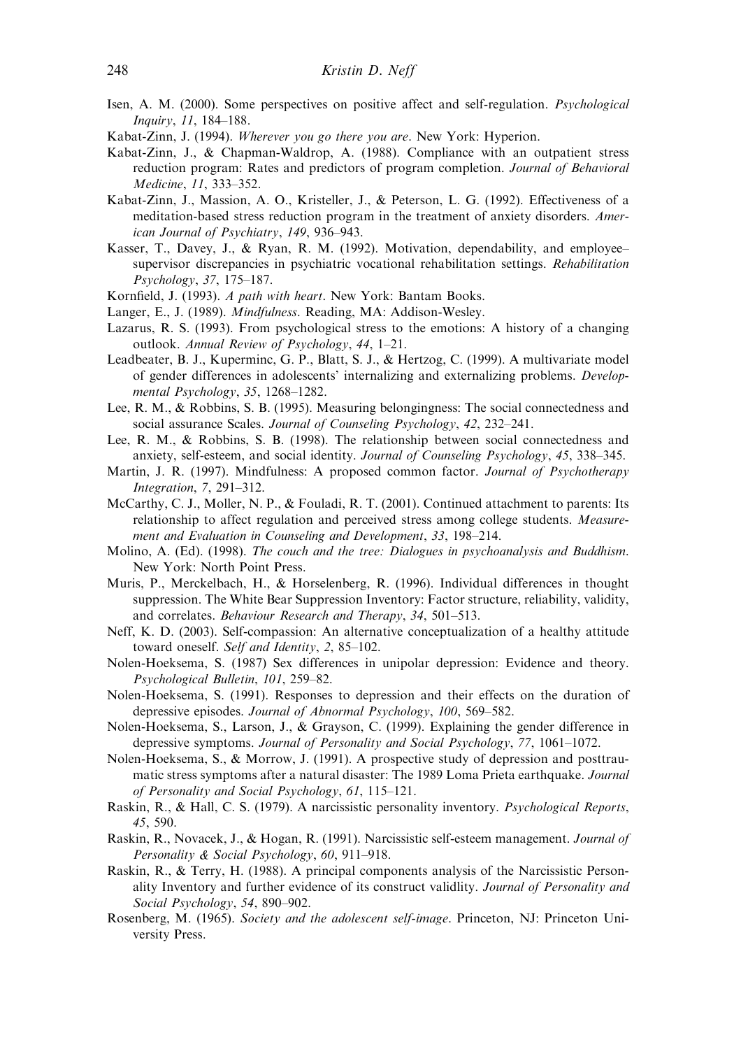Isen, A. M. (2000). Some perspectives on positive affect and self-regulation. *Psychological Inquiry*, *11*, 184–188.

Kabat-Zinn, J. (1994). *Wherever you go there you are*. New York: Hyperion.

Kabat-Zinn, J., & Chapman-Waldrop, A. (1988). Compliance with an outpatient stress reduction program: Rates and predictors of program completion. *Journal of Behavioral Medicine*, *11*, 333–352.

Kabat-Zinn, J., Massion, A. O., Kristeller, J., & Peterson, L. G. (1992). Effectiveness of a meditation-based stress reduction program in the treatment of anxiety disorders. *American Journal of Psychiatry*, *149*, 936–943.

Kasser, T., Davey, J., & Ryan, R. M. (1992). Motivation, dependability, and employee–supervisor discrepancies in psychiatric vocational rehabilitation settings. *Rehabilitation Psychology*, *37*, 175–187.

Kornfield, J. (1993). *A path with heart*. New York: Bantam Books.

Langer, E., J. (1989). *Mindfulness*. Reading, MA: Addison-Wesley.

Lazarus, R. S. (1993). From psychological stress to the emotions: A history of a changing outlook. *Annual Review of Psychology*, *44*, 1–21.

Leadbeater, B. J., Kuperminc, G. P., Blatt, S. J., & Hertzog, C. (1999). A multivariate model of gender differences in adolescents' internalizing and externalizing problems. *Developmental Psychology*, *35*, 1268–1282.

Lee, R. M., & Robbins, S. B. (1995). Measuring belongingness: The social connectedness and social assurance Scales. *Journal of Counseling Psychology*, *42*, 232–241.

Lee, R. M., & Robbins, S. B. (1998). The relationship between social connectedness and anxiety, self-esteem, and social identity. *Journal of Counseling Psychology*, *45*, 338–345.

Martin, J. R. (1997). Mindfulness: A proposed common factor. *Journal of Psychotherapy Integration*, *7*, 291–312.

McCarthy, C. J., Moller, N. P., & Fouladi, R. T. (2001). Continued attachment to parents: Its relationship to affect regulation and perceived stress among college students. *Measurement and Evaluation in Counseling and Development*, *33*, 198–214.

Molino, A. (Ed). (1998). *The couch and the tree: Dialogues in psychoanalysis and Buddhism*. New York: North Point Press.

Muris, P., Merckelbach, H., & Horselenberg, R. (1996). Individual differences in thought suppression. The White Bear Suppression Inventory: Factor structure, reliability, validity, and correlates. *Behaviour Research and Therapy*, *34*, 501–513.

Neff, K. D. (2003). Self-compassion: An alternative conceptualization of a healthy attitude toward oneself. *Self and Identity*, *2*, 85–102.

Nolen-Hoeksema, S. (1987) Sex differences in unipolar depression: Evidence and theory. *Psychological Bulletin*, *101*, 259–82.

Nolen-Hoeksema, S. (1991). Responses to depression and their effects on the duration of depressive episodes. *Journal of Abnormal Psychology*, *100*, 569–582.

Nolen-Hoeksema, S., Larson, J., & Grayson, C. (1999). Explaining the gender difference in depressive symptoms. *Journal of Personality and Social Psychology*, *77*, 1061–1072.

Nolen-Hoeksema, S., & Morrow, J. (1991). A prospective study of depression and posttraumatic stress symptoms after a natural disaster: The 1989 Loma Prieta earthquake. *Journal of Personality and Social Psychology*, *61*, 115–121.

Raskin, R., & Hall, C. S. (1979). A narcissistic personality inventory. *Psychological Reports*, *45*, 590.

Raskin, R., Novacek, J., & Hogan, R. (1991). Narcissistic self-esteem management. *Journal of Personality & Social Psychology*, *60*, 911–918.

Raskin, R., & Terry, H. (1988). A principal components analysis of the Narcissistic Personality Inventory and further evidence of its construct validlity. *Journal of Personality and Social Psychology*, *54*, 890–902.

Rosenberg, M. (1965). *Society and the adolescent self-image*. Princeton, NJ: Princeton University Press.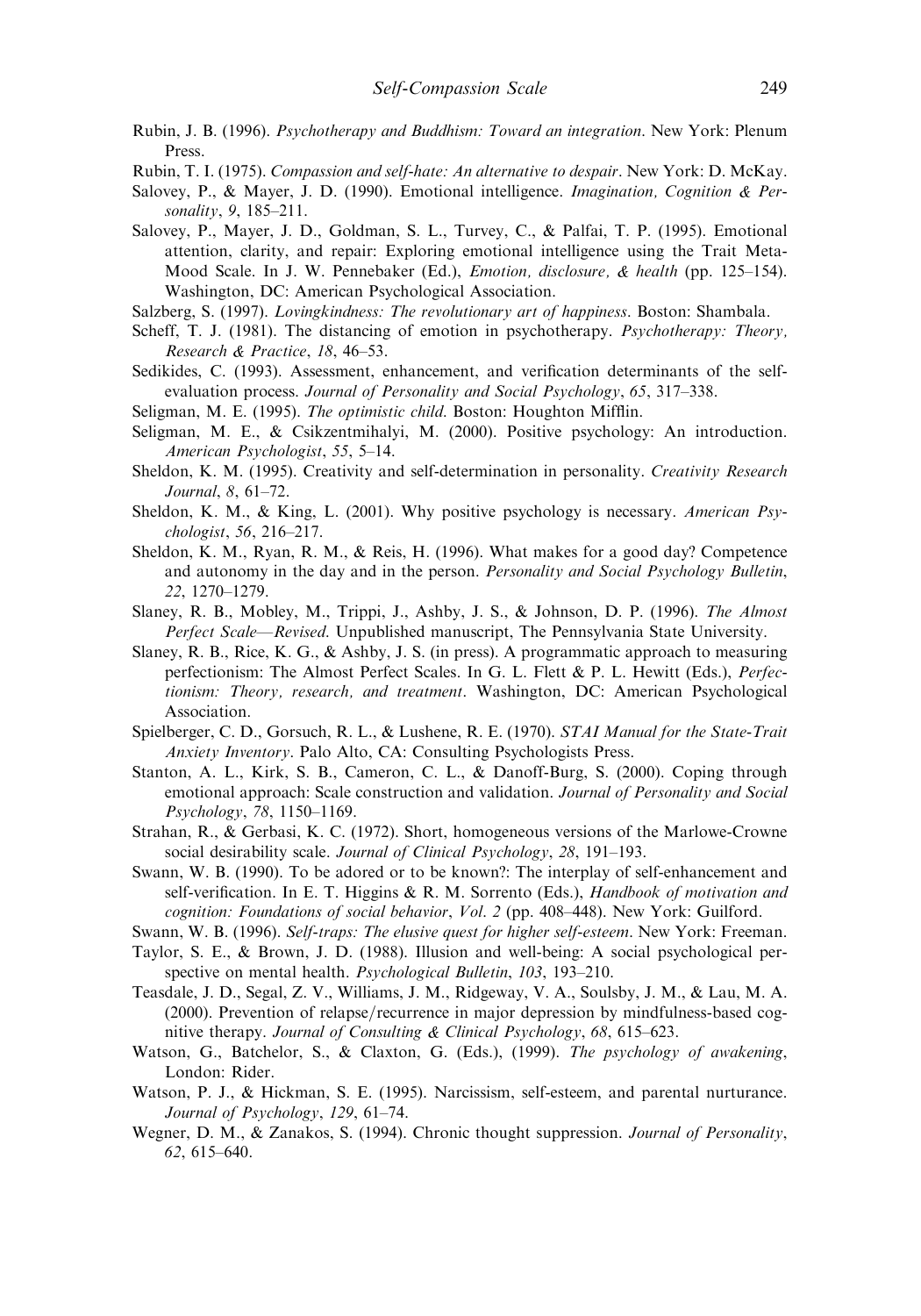Rubin, J. B. (1996). *Psychotherapy and Buddhism: Toward an integration*. New York: Plenum Press.

Rubin, T. I. (1975). *Compassion and self-hate: An alternative to despair*. New York: D. McKay.

Salovey, P., & Mayer, J. D. (1990). Emotional intelligence. *Imagination, Cognition & Personality*, *9*, 185–211.

Salovey, P., Mayer, J. D., Goldman, S. L., Turvey, C., & Palfai, T. P. (1995). Emotional attention, clarity, and repair: Exploring emotional intelligence using the Trait Meta-Mood Scale. In J. W. Pennebaker (Ed.), *Emotion, disclosure, & health* (pp. 125–154). Washington, DC: American Psychological Association.

Salzberg, S. (1997). *Lovingkindness: The revolutionary art of happiness*. Boston: Shambala.

Scheff, T. J. (1981). The distancing of emotion in psychotherapy. *Psychotherapy: Theory, Research & Practice*, *18*, 46–53.

Sedikides, C. (1993). Assessment, enhancement, and verification determinants of the self-evaluation process. *Journal of Personality and Social Psychology*, *65*, 317–338.

Seligman, M. E. (1995). *The optimistic child*. Boston: Houghton Mifflin.

Seligman, M. E., & Csikzentmihalyi, M. (2000). Positive psychology: An introduction. *American Psychologist*, *55*, 5–14.

Sheldon, K. M. (1995). Creativity and self-determination in personality. *Creativity Research Journal*, *8*, 61–72.

Sheldon, K. M., & King, L. (2001). Why positive psychology is necessary. *American Psychologist*, *56*, 216–217.

Sheldon, K. M., Ryan, R. M., & Reis, H. (1996). What makes for a good day? Competence and autonomy in the day and in the person. *Personality and Social Psychology Bulletin*, *22*, 1270–1279.

Slaney, R. B., Mobley, M., Trippi, J., Ashby, J. S., & Johnson, D. P. (1996). *The Almost Perfect Scale—Revised*. Unpublished manuscript, The Pennsylvania State University.

Slaney, R. B., Rice, K. G., & Ashby, J. S. (in press). A programmatic approach to measuring perfectionism: The Almost Perfect Scales. In G. L. Flett & P. L. Hewitt (Eds.), *Perfectionism: Theory, research, and treatment*. Washington, DC: American Psychological Association.

Spielberger, C. D., Gorsuch, R. L., & Lushene, R. E. (1970). *STAI Manual for the State-Trait Anxiety Inventory*. Palo Alto, CA: Consulting Psychologists Press.

Stanton, A. L., Kirk, S. B., Cameron, C. L., & Danoff-Burg, S. (2000). Coping through emotional approach: Scale construction and validation. *Journal of Personality and Social Psychology*, *78*, 1150–1169.

Strahan, R., & Gerbasi, K. C. (1972). Short, homogeneous versions of the Marlowe-Crowne social desirability scale. *Journal of Clinical Psychology*, *28*, 191–193.

Swann, W. B. (1990). To be adored or to be known?: The interplay of self-enhancement and self-verification. In E. T. Higgins & R. M. Sorrento (Eds.), *Handbook of motivation and cognition: Foundations of social behavior*, *Vol. 2* (pp. 408–448). New York: Guilford.

Swann, W. B. (1996). *Self-traps: The elusive quest for higher self-esteem*. New York: Freeman.

Taylor, S. E., & Brown, J. D. (1988). Illusion and well-being: A social psychological perspective on mental health. *Psychological Bulletin*, *103*, 193–210.

Teasdale, J. D., Segal, Z. V., Williams, J. M., Ridgeway, V. A., Soulsby, J. M., & Lau, M. A. (2000). Prevention of relapse/recurrence in major depression by mindfulness-based cognitive therapy. *Journal of Consulting & Clinical Psychology*, *68*, 615–623.

Watson, G., Batchelor, S., & Claxton, G. (Eds.), (1999). *The psychology of awakening*, London: Rider.

Watson, P. J., & Hickman, S. E. (1995). Narcissism, self-esteem, and parental nurturance. *Journal of Psychology*, *129*, 61–74.

Wegner, D. M., & Zanakos, S. (1994). Chronic thought suppression. *Journal of Personality*, *62*, 615–640.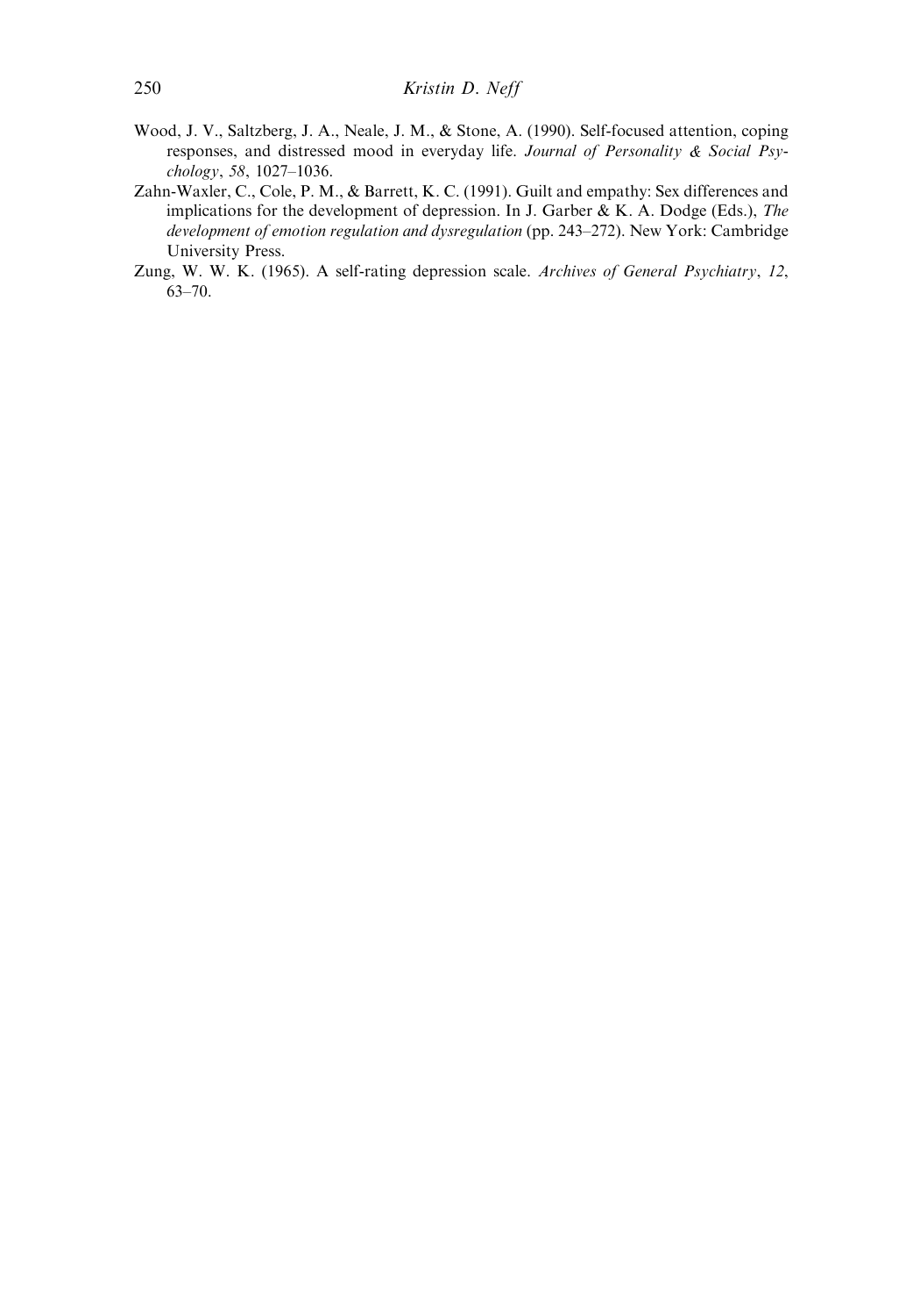Wood, J. V., Saltzberg, J. A., Neale, J. M., & Stone, A. (1990). Self-focused attention, coping responses, and distressed mood in everyday life. *Journal of Personality & Social Psychology*, *58*, 1027–1036.

Zahn-Waxler, C., Cole, P. M., & Barrett, K. C. (1991). Guilt and empathy: Sex differences and implications for the development of depression. In J. Garber & K. A. Dodge (Eds.), *The development of emotion regulation and dysregulation* (pp. 243–272). New York: Cambridge University Press.

Zung, W. W. K. (1965). A self-rating depression scale. *Archives of General Psychiatry*, *12*, 63–70.